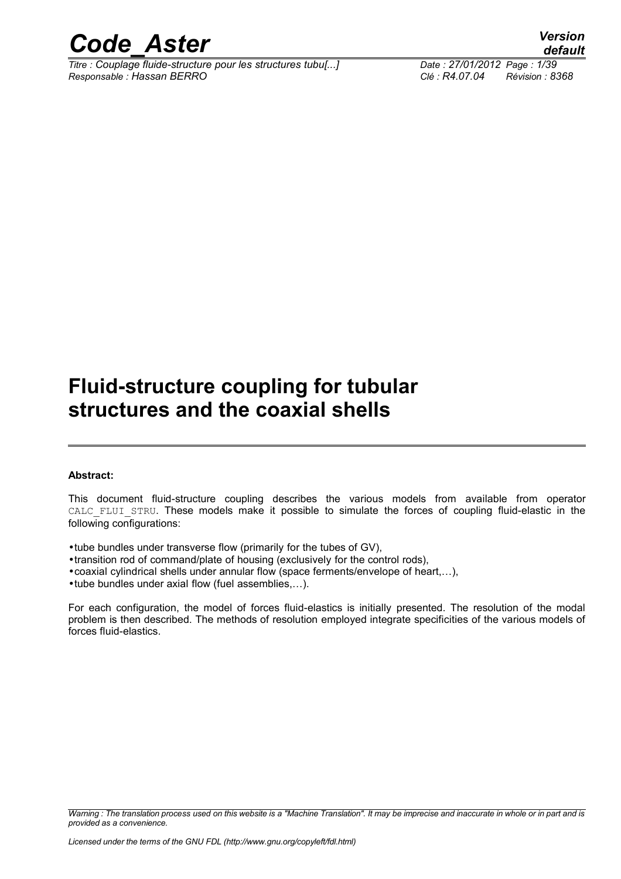# Fluid-structure coupling for tubular structures and the coaxial shells

**Abstract:**

This document fluid-structure coupling describes the various models from available from operator CALC_FLUI_STRU. These models make it possible to simulate the forces of coupling fluid-elastic in the following configurations:

- tube bundles under transverse flow (primarily for the tubes of GV),
- transition rod of command/plate of housing (exclusively for the control rods),
- coaxial cylindrical shells under annular flow (space ferments/envelope of heart,…),
- tube bundles under axial flow (fuel assemblies,…).

For each configuration, the model of forces fluid-elastics is initially presented. The resolution of the modal problem is then described. The methods of resolution employed integrate specificities of the various models of forces fluid-elastics.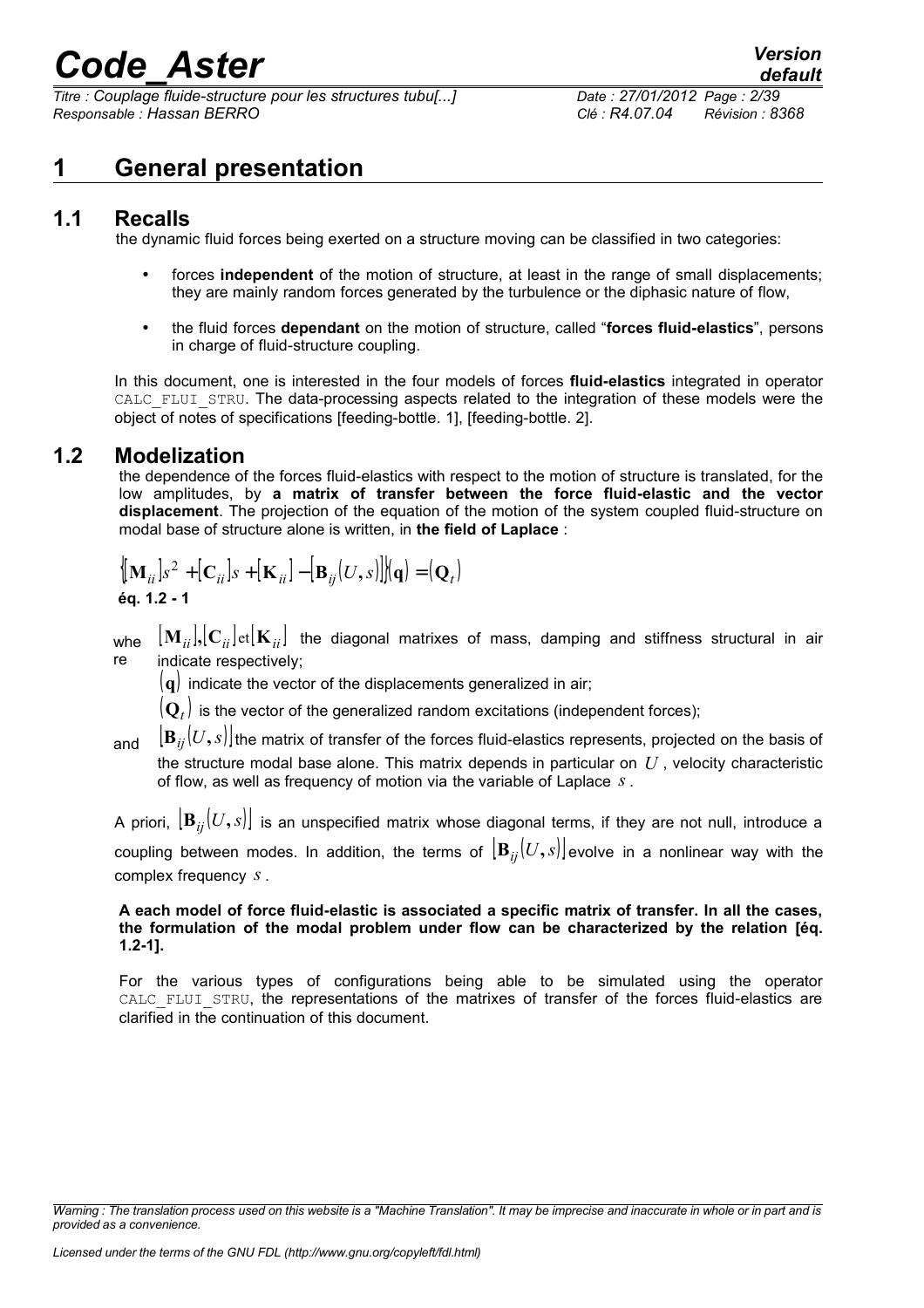# 1 General presentation

## 1.1 Recalls

the dynamic fluid forces being exerted on a structure moving can be classified in two categories:

- forces **independent** of the motion of structure, at least in the range of small displacements; they are mainly random forces generated by the turbulence or the diphasic nature of flow,
- the fluid forces **dependant** on the motion of structure, called "**forces fluid-elastics**", persons in charge of fluid-structure coupling.

In this document, one is interested in the four models of forces **fluid-elastics** integrated in operator CALC_FLUI_STRU. The data-processing aspects related to the integration of these models were the object of notes of specifications [feeding-bottle. 1], [feeding-bottle. 2].

## 1.2 Modelization

the dependence of the forces fluid-elastics with respect to the motion of structure is translated, for the low amplitudes, by **a matrix of transfer between the force fluid-elastic and the vector displacement**. The projection of the equation of the motion of the system coupled fluid-structure on modal base of structure alone is written, in **the field of Laplace** :

$$\left\{[\mathbf{M}_{ii}]s^2 + [\mathbf{C}_{ii}]s + [\mathbf{K}_{ii}] - [\mathbf{B}_{ij}(U,s)]\right\}(\mathbf{q}) = (\mathbf{Q}_t)$$

**éq. 1.2 - 1**

where $[\mathbf{M}_{ii}], [\mathbf{C}_{ii}]$ et $[\mathbf{K}_{ii}]$ the diagonal matrixes of mass, damping and stiffness structural in air indicate respectively;

$(\mathbf{q})$ indicate the vector of the displacements generalized in air;

$(\mathbf{Q}_t)$ is the vector of the generalized random excitations (independent forces);

and $[\mathbf{B}_{ij}(U,s)]$ the matrix of transfer of the forces fluid-elastics represents, projected on the basis of the structure modal base alone. This matrix depends in particular on $U$, velocity characteristic of flow, as well as frequency of motion via the variable of Laplace $s$.

A priori, $[\mathbf{B}_{ij}(U,s)]$ is an unspecified matrix whose diagonal terms, if they are not null, introduce a coupling between modes. In addition, the terms of $[\mathbf{B}_{ij}(U,s)]$ evolve in a nonlinear way with the complex frequency $s$.

**A each model of force fluid-elastic is associated a specific matrix of transfer. In all the cases, the formulation of the modal problem under flow can be characterized by the relation [éq. 1.2-1].**

For the various types of configurations being able to be simulated using the operator CALC_FLUI_STRU, the representations of the matrixes of transfer of the forces fluid-elastics are clarified in the continuation of this document.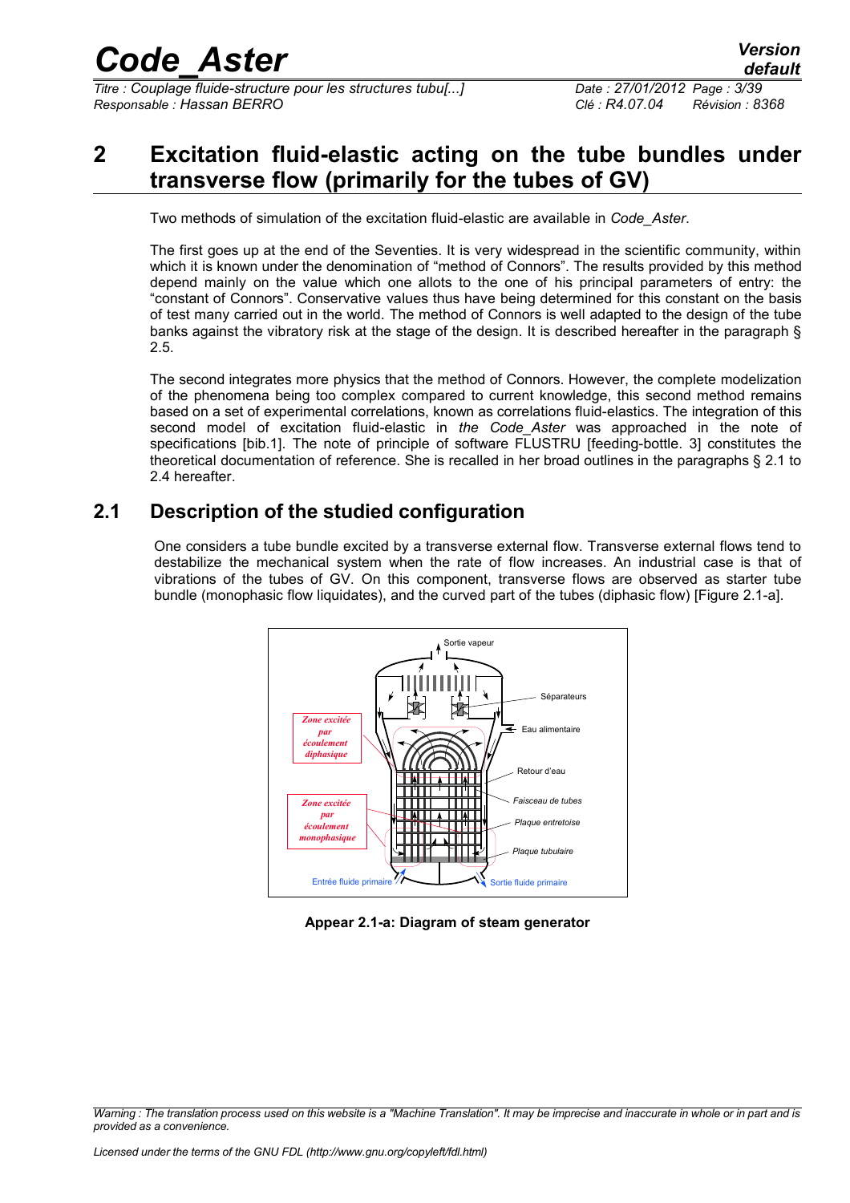# 2 Excitation fluid-elastic acting on the tube bundles under transverse flow (primarily for the tubes of GV)

Two methods of simulation of the excitation fluid-elastic are available in *Code_Aster*.

The first goes up at the end of the Seventies. It is very widespread in the scientific community, within which it is known under the denomination of "method of Connors". The results provided by this method depend mainly on the value which one allots to the one of his principal parameters of entry: the "constant of Connors". Conservative values thus have being determined for this constant on the basis of test many carried out in the world. The method of Connors is well adapted to the design of the tube banks against the vibratory risk at the stage of the design. It is described hereafter in the paragraph § 2.5.

The second integrates more physics that the method of Connors. However, the complete modelization of the phenomena being too complex compared to current knowledge, this second method remains based on a set of experimental correlations, known as correlations fluid-elastics. The integration of this second model of excitation fluid-elastic in *the Code_Aster* was approached in the note of specifications [bib.1]. The note of principle of software FLUSTRU [feeding-bottle. 3] constitutes the theoretical documentation of reference. She is recalled in her broad outlines in the paragraphs § 2.1 to 2.4 hereafter.

## 2.1 Description of the studied configuration

One considers a tube bundle excited by a transverse external flow. Transverse external flows tend to destabilize the mechanical system when the rate of flow increases. An industrial case is that of vibrations of the tubes of GV. On this component, transverse flows are observed as starter tube bundle (monophasic flow liquidates), and the curved part of the tubes (diphasic flow) [Figure 2.1-a].

**Appear 2.1-a: Diagram of steam generator**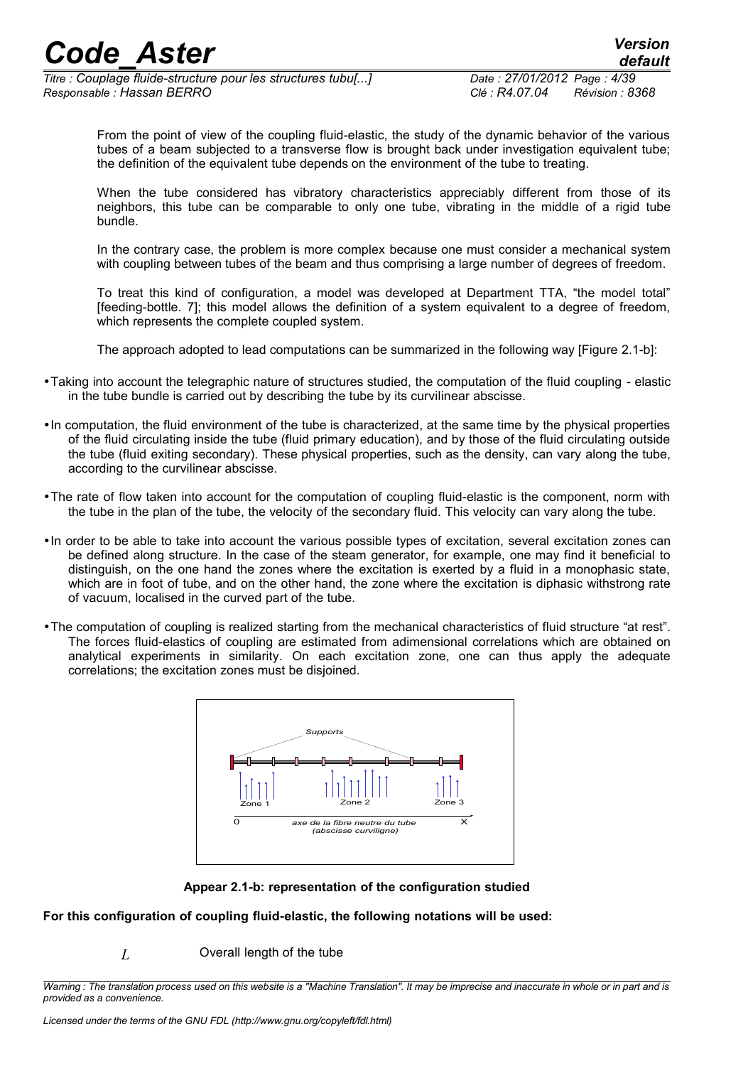From the point of view of the coupling fluid-elastic, the study of the dynamic behavior of the various tubes of a beam subjected to a transverse flow is brought back under investigation equivalent tube; the definition of the equivalent tube depends on the environment of the tube to treating.

When the tube considered has vibratory characteristics appreciably different from those of its neighbors, this tube can be comparable to only one tube, vibrating in the middle of a rigid tube bundle.

In the contrary case, the problem is more complex because one must consider a mechanical system with coupling between tubes of the beam and thus comprising a large number of degrees of freedom.

To treat this kind of configuration, a model was developed at Department TTA, "the model total" [feeding-bottle. 7]; this model allows the definition of a system equivalent to a degree of freedom, which represents the complete coupled system.

The approach adopted to lead computations can be summarized in the following way [Figure 2.1-b]:

- Taking into account the telegraphic nature of structures studied, the computation of the fluid coupling - elastic in the tube bundle is carried out by describing the tube by its curvilinear abscisse.
- In computation, the fluid environment of the tube is characterized, at the same time by the physical properties of the fluid circulating inside the tube (fluid primary education), and by those of the fluid circulating outside the tube (fluid exiting secondary). These physical properties, such as the density, can vary along the tube, according to the curvilinear abscisse.
- The rate of flow taken into account for the computation of coupling fluid-elastic is the component, norm with the tube in the plan of the tube, the velocity of the secondary fluid. This velocity can vary along the tube.
- In order to be able to take into account the various possible types of excitation, several excitation zones can be defined along structure. In the case of the steam generator, for example, one may find it beneficial to distinguish, on the one hand the zones where the excitation is exerted by a fluid in a monophasic state, which are in foot of tube, and on the other hand, the zone where the excitation is diphasic withstrong rate of vacuum, localised in the curved part of the tube.
- The computation of coupling is realized starting from the mechanical characteristics of fluid structure "at rest". The forces fluid-elastics of coupling are estimated from adimensional correlations which are obtained on analytical experiments in similarity. On each excitation zone, one can thus apply the adequate correlations; the excitation zones must be disjoined.

Supports

Zone 1 Zone 2 Zone 3

0 axe de la fibre neutre du tube (abscisse curviligne) X

**Appear 2.1-b: representation of the configuration studied**

**For this configuration of coupling fluid-elastic, the following notations will be used:**

$L$ Overall length of the tube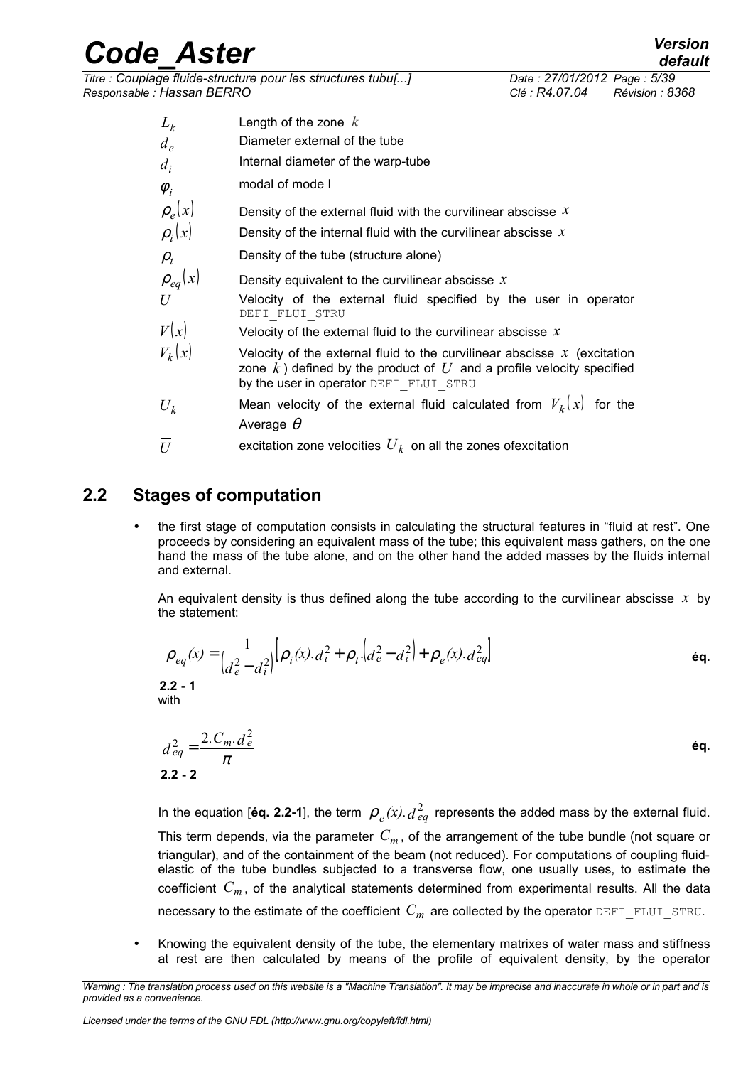| | |
|---|---|
| $L_k$ | Length of the zone $k$ |
| $d_e$ | Diameter external of the tube |
| $d_i$ | Internal diameter of the warp-tube |
| $\varphi_i$ | modal of mode I |
| $\rho_e(x)$ | Density of the external fluid with the curvilinear abscisse $x$ |
| $\rho_i(x)$ | Density of the internal fluid with the curvilinear abscisse $x$ |
| $\rho_t$ | Density of the tube (structure alone) |
| $\rho_{eq}(x)$ | Density equivalent to the curvilinear abscisse $x$ |
| $U$ | Velocity of the external fluid specified by the user in operator DEFI_FLUI_STRU |
| $V(x)$ | Velocity of the external fluid to the curvilinear abscisse $x$ |
| $V_k(x)$ | Velocity of the external fluid to the curvilinear abscisse $x$ (excitation zone $k$) defined by the product of $U$ and a profile velocity specified by the user in operator DEFI_FLUI_STRU |
| $U_k$ | Mean velocity of the external fluid calculated from $V_k(x)$ for the Average $\theta$ |
| $\overline{U}$ | excitation zone velocities $U_k$ on all the zones ofexcitation |

## 2.2 Stages of computation

- the first stage of computation consists in calculating the structural features in "fluid at rest". One proceeds by considering an equivalent mass of the tube; this equivalent mass gathers, on the one hand the mass of the tube alone, and on the other hand the added masses by the fluids internal and external.

  An equivalent density is thus defined along the tube according to the curvilinear abscisse $x$ by the statement:

  $$\rho_{eq}(x) = \frac{1}{\left(d_e^2 - d_i^2\right)}\left[\rho_i(x).d_i^2 + \rho_t.\left(d_e^2 - d_i^2\right) + \rho_e(x).d_{eq}^2\right] \quad \text{éq. 2.2 - 1}$$

  with

  $$d_{eq}^2 = \frac{2.C_m.d_e^2}{\pi} \quad \text{éq. 2.2 - 2}$$

  In the equation [**éq. 2.2-1**], the term $\rho_e(x).d_{eq}^2$ represents the added mass by the external fluid. This term depends, via the parameter $C_m$, of the arrangement of the tube bundle (not square or triangular), and of the containment of the beam (not reduced). For computations of coupling fluid-elastic of the tube bundles subjected to a transverse flow, one usually uses, to estimate the coefficient $C_m$, of the analytical statements determined from experimental results. All the data necessary to the estimate of the coefficient $C_m$ are collected by the operator DEFI_FLUI_STRU.

- Knowing the equivalent density of the tube, the elementary matrixes of water mass and stiffness at rest are then calculated by means of the profile of equivalent density, by the operator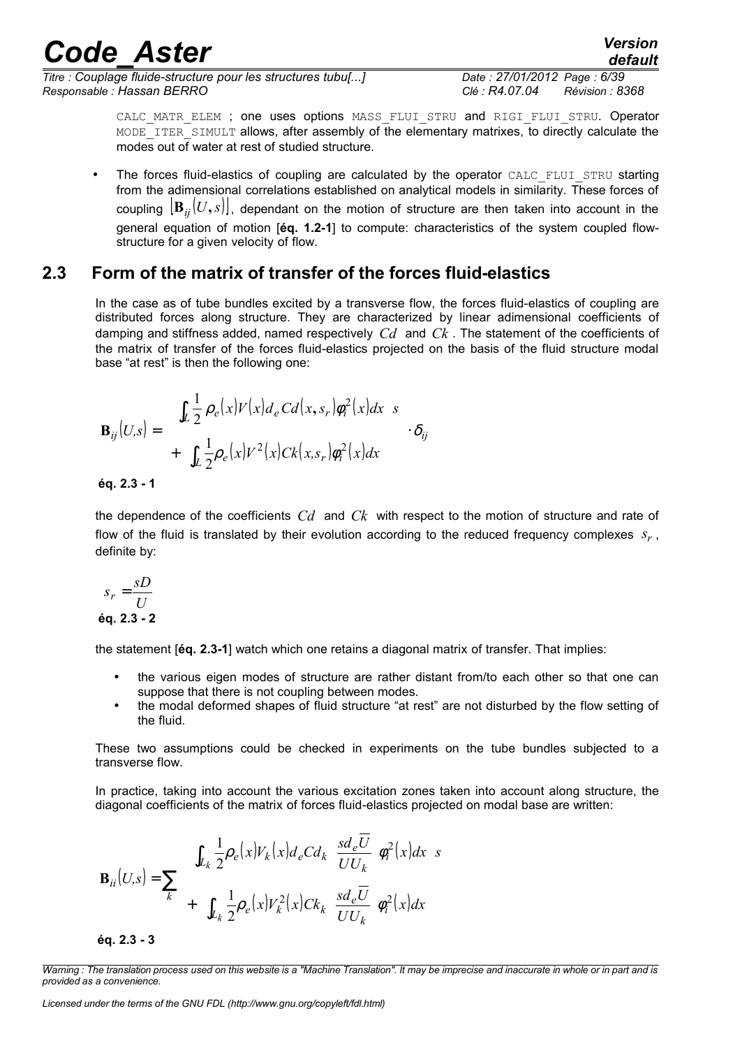CALC_MATR_ELEM ; one uses options MASS_FLUI_STRU and RIGI_FLUI_STRU. Operator MODE_ITER_SIMULT allows, after assembly of the elementary matrixes, to directly calculate the modes out of water at rest of studied structure.

- The forces fluid-elastics of coupling are calculated by the operator CALC_FLUI_STRU starting from the adimensional correlations established on analytical models in similarity. These forces of coupling $\left[\mathbf{B}_{ij}(U,s)\right]$, dependant on the motion of structure are then taken into account in the general equation of motion [**éq. 1.2-1**] to compute: characteristics of the system coupled flow-structure for a given velocity of flow.

## 2.3 Form of the matrix of transfer of the forces fluid-elastics

In the case as of tube bundles excited by a transverse flow, the forces fluid-elastics of coupling are distributed forces along structure. They are characterized by linear adimensional coefficients of damping and stiffness added, named respectively $Cd$ and $Ck$. The statement of the coefficients of the matrix of transfer of the forces fluid-elastics projected on the basis of the fluid structure modal base "at rest" is then the following one:

$$\mathbf{B}_{ij}(U,s) = \left[ \begin{array}{l} \int_L \frac{1}{2}\rho_e(x)V(x)d_e Cd(x,s_r)\phi_i^2(x)dx \;\; s \\ + \int_L \frac{1}{2}\rho_e(x)V^2(x)Ck(x,s_r)\phi_i^2(x)dx \end{array} \right] \cdot \delta_{ij}$$

**éq. 2.3 - 1**

the dependence of the coefficients $Cd$ and $Ck$ with respect to the motion of structure and rate of flow of the fluid is translated by their evolution according to the reduced frequency complexes $s_r$, definite by:

$$s_r = \frac{sD}{U}$$

**éq. 2.3 - 2**

the statement [**éq. 2.3-1**] watch which one retains a diagonal matrix of transfer. That implies:

- the various eigen modes of structure are rather distant from/to each other so that one can suppose that there is not coupling between modes.
- the modal deformed shapes of fluid structure "at rest" are not disturbed by the flow setting of the fluid.

These two assumptions could be checked in experiments on the tube bundles subjected to a transverse flow.

In practice, taking into account the various excitation zones taken into account along structure, the diagonal coefficients of the matrix of forces fluid-elastics projected on modal base are written:

$$\mathbf{B}_{ii}(U,s) = \sum_k \left[ \begin{array}{l} \int_{L_k} \frac{1}{2}\rho_e(x)V_k(x)d_e Cd_k\left(\frac{sd_e\overline{U}}{UU_k}\right)\phi_i^2(x)dx \;\; s \\ + \int_{L_k} \frac{1}{2}\rho_e(x)V_k^2(x)Ck_k\left(\frac{sd_e\overline{U}}{UU_k}\right)\phi_i^2(x)dx \end{array} \right]$$

**éq. 2.3 - 3**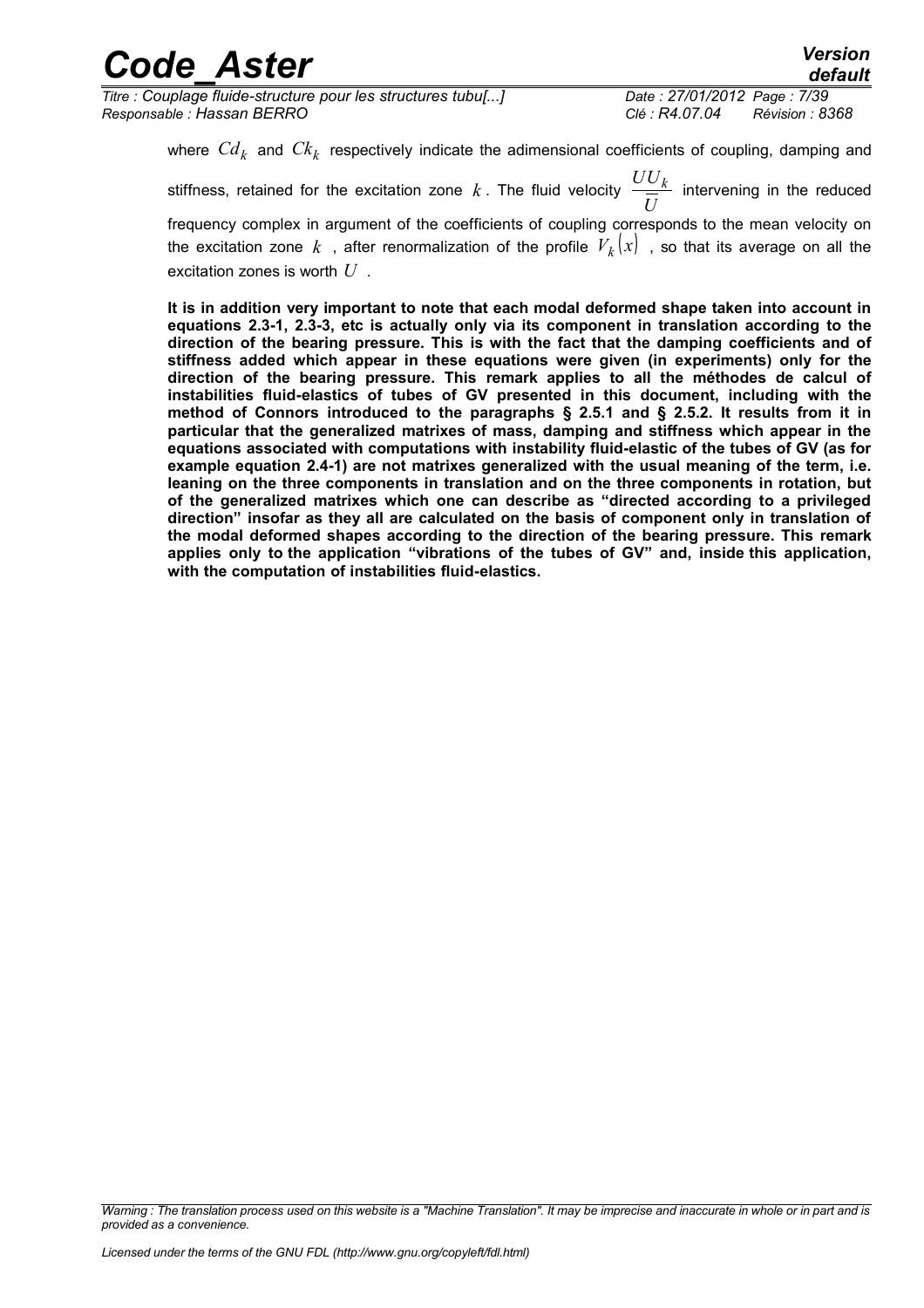where $Cd_k$ and $Ck_k$ respectively indicate the adimensional coefficients of coupling, damping and stiffness, retained for the excitation zone $k$. The fluid velocity $\frac{UU_k}{\overline{U}}$ intervening in the reduced frequency complex in argument of the coefficients of coupling corresponds to the mean velocity on the excitation zone $k$, after renormalization of the profile $V_k(x)$, so that its average on all the excitation zones is worth $U$.

**It is in addition very important to note that each modal deformed shape taken into account in equations 2.3-1, 2.3-3, etc is actually only via its component in translation according to the direction of the bearing pressure. This is with the fact that the damping coefficients and of stiffness added which appear in these equations were given (in experiments) only for the direction of the bearing pressure. This remark applies to all the méthodes de calcul of instabilities fluid-elastics of tubes of GV presented in this document, including with the method of Connors introduced to the paragraphs § 2.5.1 and § 2.5.2. It results from it in particular that the generalized matrixes of mass, damping and stiffness which appear in the equations associated with computations with instability fluid-elastic of the tubes of GV (as for example equation 2.4-1) are not matrixes generalized with the usual meaning of the term, i.e. leaning on the three components in translation and on the three components in rotation, but of the generalized matrixes which one can describe as "directed according to a privileged direction" insofar as they all are calculated on the basis of component only in translation of the modal deformed shapes according to the direction of the bearing pressure. This remark applies only to the application "vibrations of the tubes of GV" and, inside this application, with the computation of instabilities fluid-elastics.**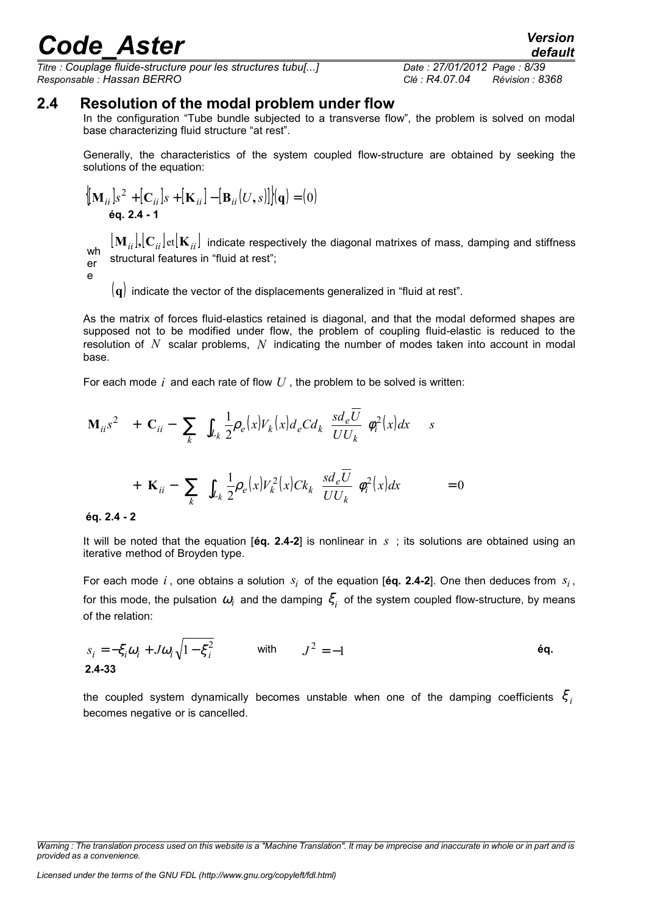## 2.4 Resolution of the modal problem under flow

In the configuration "Tube bundle subjected to a transverse flow", the problem is solved on modal base characterizing fluid structure "at rest".

Generally, the characteristics of the system coupled flow-structure are obtained by seeking the solutions of the equation:

$$\left\{[\mathbf{M}_{ii}]s^2 + [\mathbf{C}_{ii}]s + [\mathbf{K}_{ii}] - [\mathbf{B}_{ii}(U,s)]\right\}(\mathbf{q}) = (0)$$

**éq. 2.4 - 1**

where $[\mathbf{M}_{ii}],[\mathbf{C}_{ii}]\text{et}[\mathbf{K}_{ii}]$ indicate respectively the diagonal matrixes of mass, damping and stiffness structural features in "fluid at rest";

$(\mathbf{q})$ indicate the vector of the displacements generalized in "fluid at rest".

As the matrix of forces fluid-elastics retained is diagonal, and that the modal deformed shapes are supposed not to be modified under flow, the problem of coupling fluid-elastic is reduced to the resolution of $N$ scalar problems, $N$ indicating the number of modes taken into account in modal base.

For each mode $i$ and each rate of flow $U$, the problem to be solved is written:

$$\mathbf{M}_{ii}s^2 + \left(\mathbf{C}_{ii} - \sum_k \int_{L_k} \frac{1}{2}\rho_e(x)V_k(x)d_e Cd_k\left(\frac{sd_e\overline{U}}{UU_k}\right)\varphi_i^2(x)dx\right)s$$
$$+\left(\mathbf{K}_{ii} - \sum_k \int_{L_k} \frac{1}{2}\rho_e(x)V_k^2(x)Ck_k\left(\frac{sd_e\overline{U}}{UU_k}\right)\varphi_i^2(x)dx\right) = 0$$

**éq. 2.4 - 2**

It will be noted that the equation [**éq. 2.4-2**] is nonlinear in $s$ ; its solutions are obtained using an iterative method of Broyden type.

For each mode $i$, one obtains a solution $s_i$ of the equation [**éq. 2.4-2**]. One then deduces from $s_i$, for this mode, the pulsation $\omega_i$ and the damping $\xi_i$ of the system coupled flow-structure, by means of the relation:

$$s_i = -\xi_i\omega_i + J\omega_i\sqrt{1-\xi_i^2} \qquad \text{with} \qquad J^2 = -1$$

**éq. 2.4-33**

the coupled system dynamically becomes unstable when one of the damping coefficients $\xi_i$ becomes negative or is cancelled.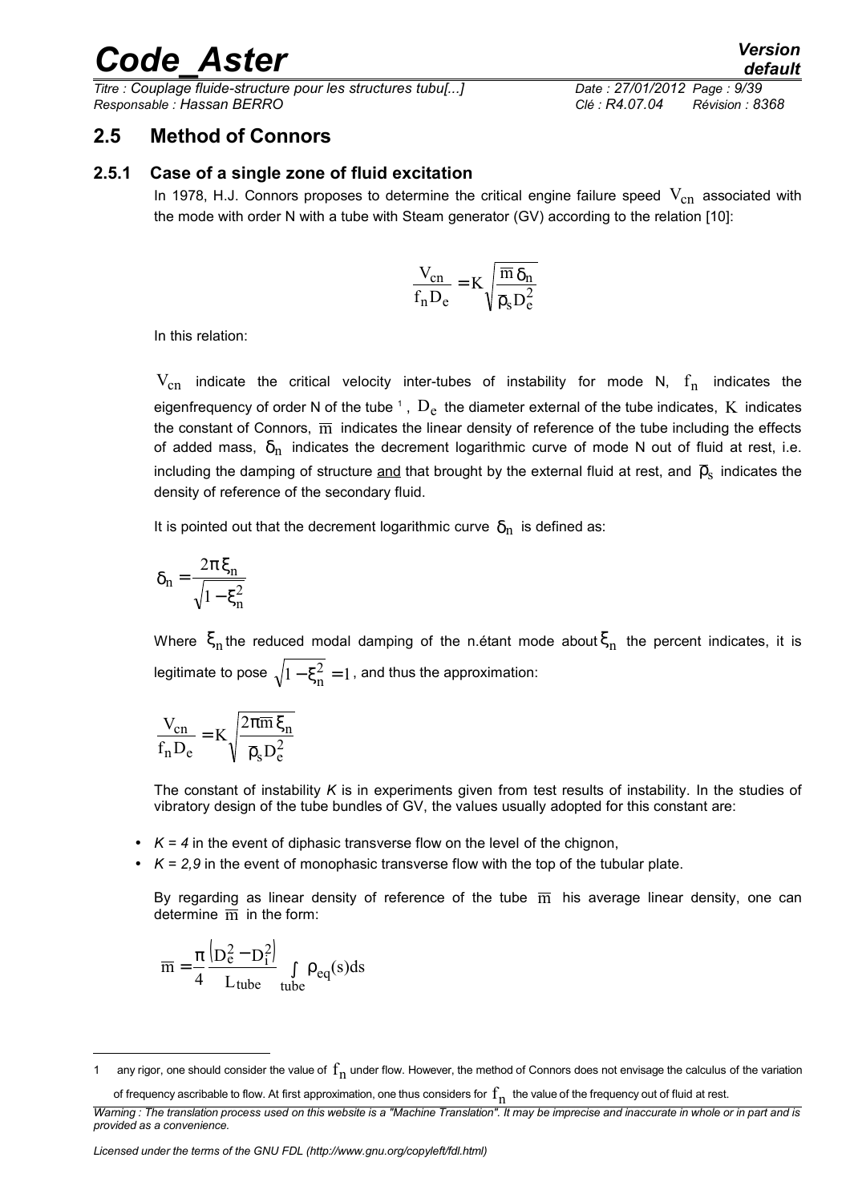## 2.5 Method of Connors

### 2.5.1 Case of a single zone of fluid excitation

In 1978, H.J. Connors proposes to determine the critical engine failure speed $V_{cn}$ associated with the mode with order N with a tube with Steam generator (GV) according to the relation [10]:

$$\frac{V_{cn}}{f_n D_e} = K\sqrt{\frac{\overline{m}\,\delta_n}{\overline{\rho}_s D_e^2}}$$

In this relation:

$V_{cn}$ indicate the critical velocity inter-tubes of instability for mode N, $f_n$ indicates the eigenfrequency of order N of the tube [1], $D_e$ the diameter external of the tube indicates, $K$ indicates the constant of Connors, $\overline{m}$ indicates the linear density of reference of the tube including the effects of added mass, $\delta_n$ indicates the decrement logarithmic curve of mode N out of fluid at rest, i.e. including the damping of structure and that brought by the external fluid at rest, and $\overline{\rho}_s$ indicates the density of reference of the secondary fluid.

It is pointed out that the decrement logarithmic curve $\delta_n$ is defined as:

$$\delta_n = \frac{2\pi\,\xi_n}{\sqrt{1-\xi_n^2}}$$

Where $\xi_n$ the reduced modal damping of the n.étant mode about $\xi_n$ the percent indicates, it is legitimate to pose $\sqrt{1-\xi_n^2} = 1$, and thus the approximation:

$$\frac{V_{cn}}{f_n D_e} = K\sqrt{\frac{2\pi\overline{m}\,\xi_n}{\overline{\rho}_s D_e^2}}$$

The constant of instability *K* is in experiments given from test results of instability. In the studies of vibratory design of the tube bundles of GV, the values usually adopted for this constant are:

- *K = 4* in the event of diphasic transverse flow on the level of the chignon,
- *K = 2,9* in the event of monophasic transverse flow with the top of the tubular plate.

By regarding as linear density of reference of the tube $\overline{m}$ his average linear density, one can determine $\overline{m}$ in the form:

$$\overline{m} = \frac{\pi}{4}\frac{\left(D_e^2 - D_i^2\right)}{L_{tube}}\int_{tube}\rho_{eq}(s)\,ds$$

---

1 any rigor, one should consider the value of $f_n$ under flow. However, the method of Connors does not envisage the calculus of the variation of frequency ascribable to flow. At first approximation, one thus considers for $f_n$ the value of the frequency out of fluid at rest.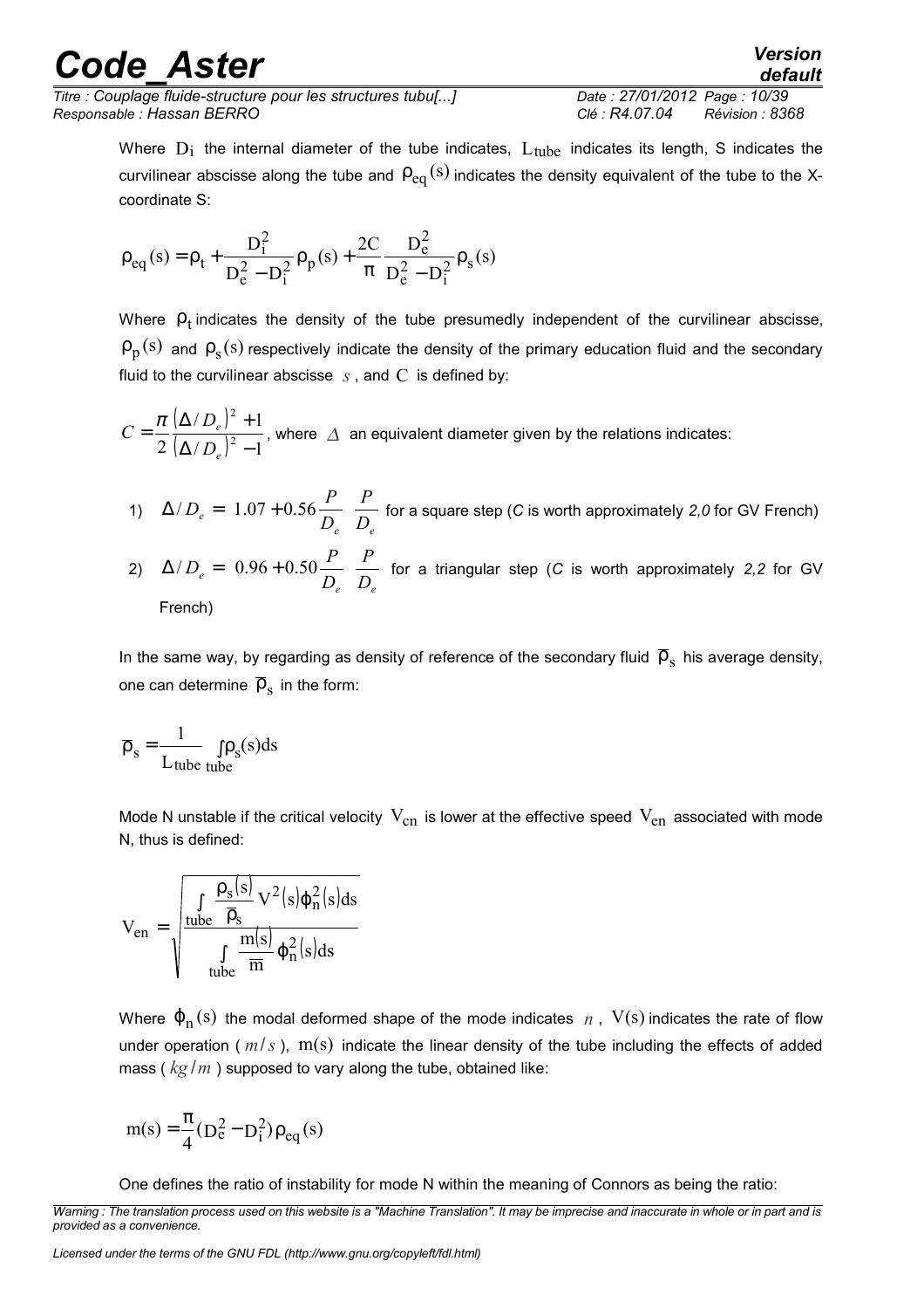Where $D_i$ the internal diameter of the tube indicates, $L_{tube}$ indicates its length, S indicates the curvilinear abscisse along the tube and $\rho_{eq}(s)$ indicates the density equivalent of the tube to the X-coordinate S:

$$\rho_{eq}(s) = \rho_t + \frac{D_i^2}{D_e^2 - D_i^2}\rho_p(s) + \frac{2C}{\pi}\frac{D_e^2}{D_e^2 - D_i^2}\rho_s(s)$$

Where $\rho_t$ indicates the density of the tube presumedly independent of the curvilinear abscisse, $\rho_p(s)$ and $\rho_s(s)$ respectively indicate the density of the primary education fluid and the secondary fluid to the curvilinear abscisse $s$, and $C$ is defined by:

$C = \frac{\pi}{2}\frac{(\Delta/D_e)^2 + 1}{(\Delta/D_e)^2 - 1}$, where $\Delta$ an equivalent diameter given by the relations indicates:

1) $\Delta/D_e = \left(1.07 + 0.56\frac{P}{D_e}\right)\frac{P}{D_e}$ for a square step (*C* is worth approximately *2,0* for GV French)

2) $\Delta/D_e = \left(0.96 + 0.50\frac{P}{D_e}\right)\frac{P}{D_e}$ for a triangular step (*C* is worth approximately *2,2* for GV French)

In the same way, by regarding as density of reference of the secondary fluid $\bar{\rho}_s$ his average density, one can determine $\bar{\rho}_s$ in the form:

$$\bar{\rho}_s = \frac{1}{L_{tube}}\int_{tube}\rho_s(s)ds$$

Mode N unstable if the critical velocity $V_{cn}$ is lower at the effective speed $V_{en}$ associated with mode N, thus is defined:

$$V_{en} = \sqrt{\frac{\int_{tube}\frac{\rho_s(s)}{\bar{\rho}_s}V^2(s)\phi_n^2(s)ds}{\int_{tube}\frac{m(s)}{\bar{m}}\phi_n^2(s)ds}}$$

Where $\phi_n(s)$ the modal deformed shape of the mode indicates $n$, $V(s)$ indicates the rate of flow under operation ( $m/s$ ), $m(s)$ indicate the linear density of the tube including the effects of added mass ( $kg/m$ ) supposed to vary along the tube, obtained like:

$$m(s) = \frac{\pi}{4}(D_e^2 - D_i^2)\rho_{eq}(s)$$

One defines the ratio of instability for mode N within the meaning of Connors as being the ratio: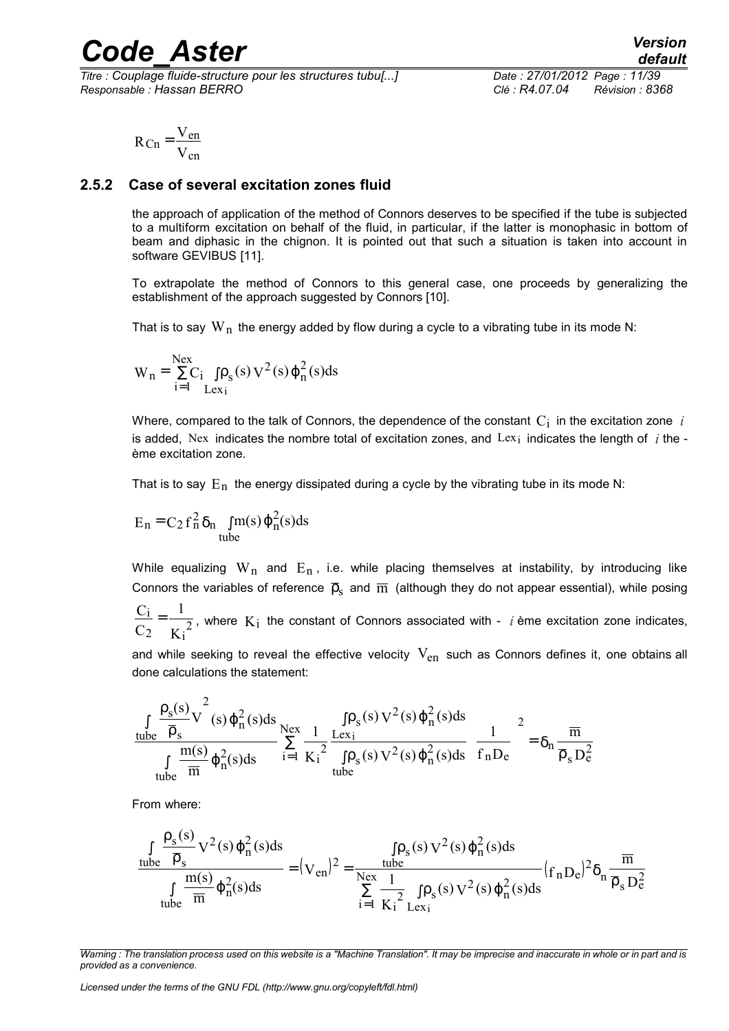$$R_{Cn} = \frac{V_{en}}{V_{cn}}$$

### 2.5.2 Case of several excitation zones fluid

the approach of application of the method of Connors deserves to be specified if the tube is subjected to a multiform excitation on behalf of the fluid, in particular, if the latter is monophasic in bottom of beam and diphasic in the chignon. It is pointed out that such a situation is taken into account in software GEVIBUS [11].

To extrapolate the method of Connors to this general case, one proceeds by generalizing the establishment of the approach suggested by Connors [10].

That is to say $W_n$ the energy added by flow during a cycle to a vibrating tube in its mode N:

$$W_n = \sum_{i=1}^{Nex} C_i \int_{Lex_i} \rho_s(s) V^2(s) \varphi_n^2(s) ds$$

Where, compared to the talk of Connors, the dependence of the constant $C_i$ in the excitation zone $i$ is added, $Nex$ indicates the nombre total of excitation zones, and $Lex_i$ indicates the length of $i$ the -ème excitation zone.

That is to say $E_n$ the energy dissipated during a cycle by the vibrating tube in its mode N:

$$E_n = C_2 f_n^2 \delta_n \int_{tube} m(s) \varphi_n^2(s) ds$$

While equalizing $W_n$ and $E_n$, i.e. while placing themselves at instability, by introducing like Connors the variables of reference $\overline{\rho}_s$ and $\overline{m}$ (although they do not appear essential), while posing $\frac{C_i}{C_2} = \frac{1}{{K_i}^2}$, where $K_i$ the constant of Connors associated with - $i$ ème excitation zone indicates, and while seeking to reveal the effective velocity $V_{en}$ such as Connors defines it, one obtains all done calculations the statement:

$$\frac{\int_{tube} \frac{\rho_s(s)}{\overline{\rho}_s} V^2(s) \varphi_n^2(s) ds}{\int_{tube} \frac{m(s)}{\overline{m}} \varphi_n^2(s) ds} \sum_{i=1}^{Nex} \frac{1}{{K_i}^2} \frac{\int_{Lex_i} \rho_s(s) V^2(s) \varphi_n^2(s) ds}{\int_{tube} \rho_s(s) V^2(s) \varphi_n^2(s) ds} \left( \frac{1}{f_n D_e} \right)^2 = \delta_n \frac{\overline{m}}{\overline{\rho}_s D_e^2}$$

From where:

$$\frac{\int_{tube} \frac{\rho_s(s)}{\overline{\rho}_s} V^2(s) \varphi_n^2(s) ds}{\int_{tube} \frac{m(s)}{\overline{m}} \varphi_n^2(s) ds} = (V_{en})^2 = \frac{\int_{tube} \rho_s(s) V^2(s) \varphi_n^2(s) ds}{\sum_{i=1}^{Nex} \frac{1}{{K_i}^2} \int_{Lex_i} \rho_s(s) V^2(s) \varphi_n^2(s) ds} (f_n D_e)^2 \delta_n \frac{\overline{m}}{\overline{\rho}_s D_e^2}$$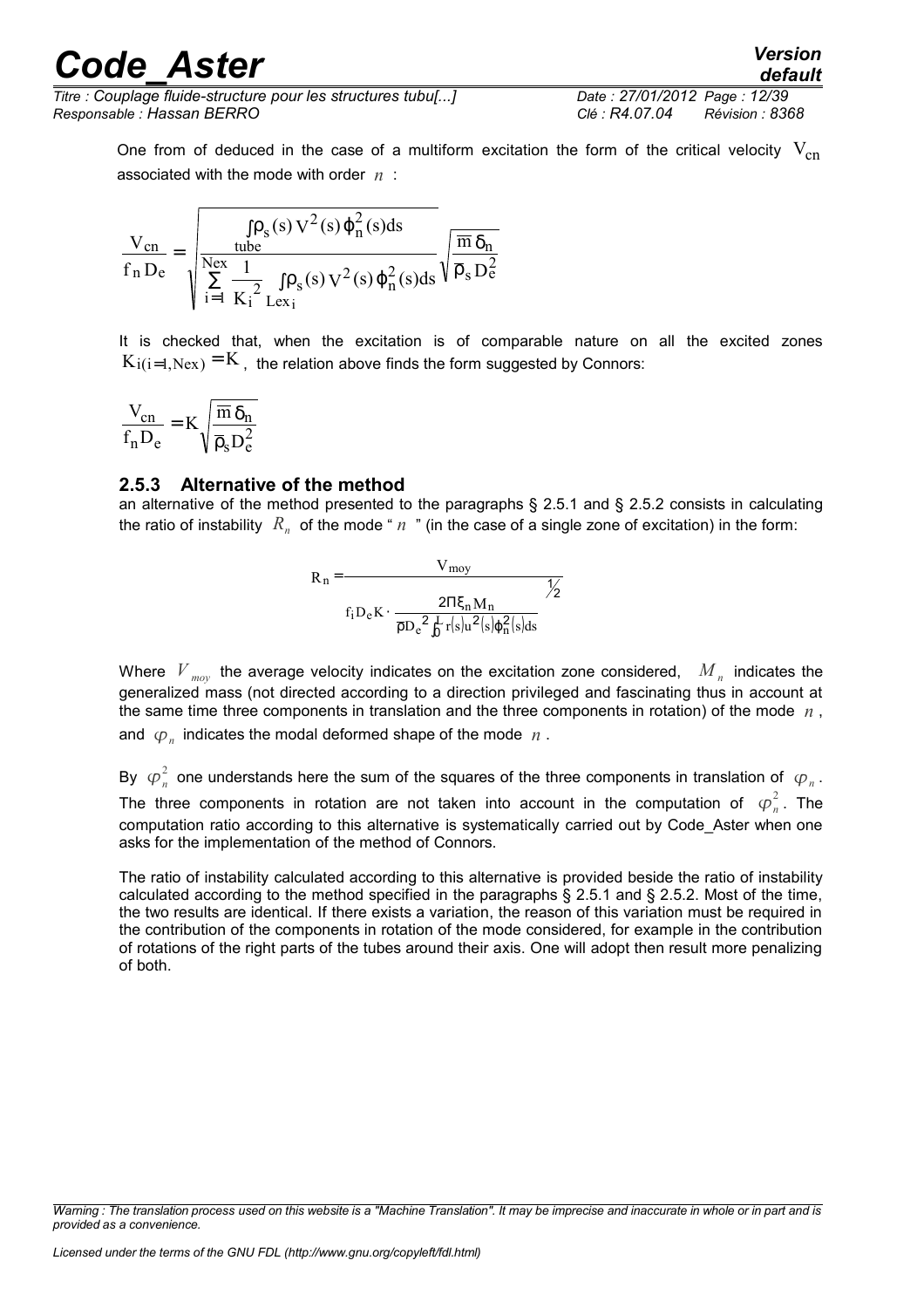One from of deduced in the case of a multiform excitation the form of the critical velocity $V_{cn}$ associated with the mode with order $n$ :

$$\frac{V_{cn}}{f_n D_e} = \sqrt{\frac{\int_{tube} \rho_s(s) V^2(s) \varphi_n^2(s) ds}{\sum_{i=1}^{Nex} \frac{1}{K_i^2} \int_{Lex_i} \rho_s(s) V^2(s) \varphi_n^2(s) ds}} \sqrt{\frac{\overline{m}\,\delta_n}{\overline{\rho}_s D_e^2}}$$

It is checked that, when the excitation is of comparable nature on all the excited zones $K_{i(i=1,Nex)} = K$, the relation above finds the form suggested by Connors:

$$\frac{V_{cn}}{f_n D_e} = K \sqrt{\frac{\overline{m}\,\delta_n}{\overline{\rho}_s D_e^2}}$$

### 2.5.3 Alternative of the method

an alternative of the method presented to the paragraphs § 2.5.1 and § 2.5.2 consists in calculating the ratio of instability $R_n$ of the mode " $n$ " (in the case of a single zone of excitation) in the form:

$$R_n = \frac{V_{moy}}{f_i D_e K \cdot \left( \frac{2\Pi \xi_n M_n}{\overline{\rho} D_e^2 \int_0^L r(s) u^2(s) \varphi_n^2(s) ds} \right)^{1/2}}$$

Where $V_{moy}$ the average velocity indicates on the excitation zone considered, $M_n$ indicates the generalized mass (not directed according to a direction privileged and fascinating thus in account at the same time three components in translation and the three components in rotation) of the mode $n$, and $\varphi_n$ indicates the modal deformed shape of the mode $n$.

By $\varphi_n^2$ one understands here the sum of the squares of the three components in translation of $\varphi_n$. The three components in rotation are not taken into account in the computation of $\varphi_n^2$. The computation ratio according to this alternative is systematically carried out by Code_Aster when one asks for the implementation of the method of Connors.

The ratio of instability calculated according to this alternative is provided beside the ratio of instability calculated according to the method specified in the paragraphs § 2.5.1 and § 2.5.2. Most of the time, the two results are identical. If there exists a variation, the reason of this variation must be required in the contribution of the components in rotation of the mode considered, for example in the contribution of rotations of the right parts of the tubes around their axis. One will adopt then result more penalizing of both.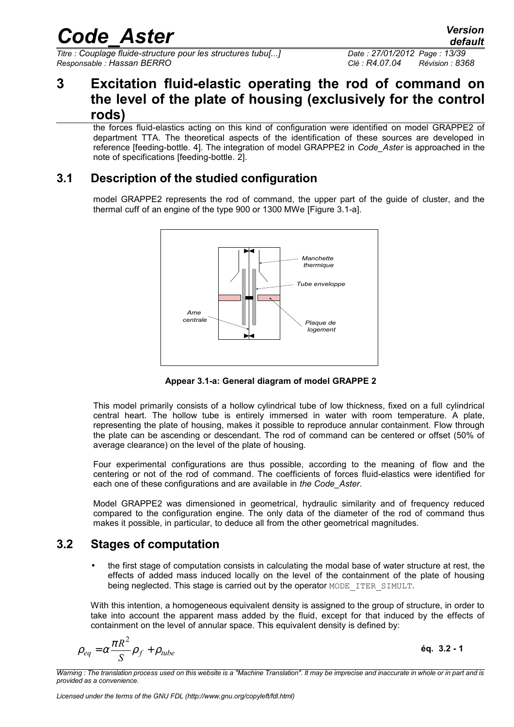# 3 Excitation fluid-elastic operating the rod of command on the level of the plate of housing (exclusively for the control rods)

the forces fluid-elastics acting on this kind of configuration were identified on model GRAPPE2 of department TTA. The theoretical aspects of the identification of these sources are developed in reference [feeding-bottle. 4]. The integration of model GRAPPE2 in *Code_Aster* is approached in the note of specifications [feeding-bottle. 2].

## 3.1 Description of the studied configuration

model GRAPPE2 represents the rod of command, the upper part of the guide of cluster, and the thermal cuff of an engine of the type 900 or 1300 MWe [Figure 3.1-a].

*Manchette thermique*

*Tube enveloppe*

*Ame centrale*

*Plaque de logement*

**Appear 3.1-a: General diagram of model GRAPPE 2**

This model primarily consists of a hollow cylindrical tube of low thickness, fixed on a full cylindrical central heart. The hollow tube is entirely immersed in water with room temperature. A plate, representing the plate of housing, makes it possible to reproduce annular containment. Flow through the plate can be ascending or descendant. The rod of command can be centered or offset (50% of average clearance) on the level of the plate of housing.

Four experimental configurations are thus possible, according to the meaning of flow and the centering or not of the rod of command. The coefficients of forces fluid-elastics were identified for each one of these configurations and are available in *the Code_Aster*.

Model GRAPPE2 was dimensioned in geometrical, hydraulic similarity and of frequency reduced compared to the configuration engine. The only data of the diameter of the rod of command thus makes it possible, in particular, to deduce all from the other geometrical magnitudes.

## 3.2 Stages of computation

- the first stage of computation consists in calculating the modal base of water structure at rest, the effects of added mass induced locally on the level of the containment of the plate of housing being neglected. This stage is carried out by the operator `MODE_ITER_SIMULT`.

With this intention, a homogeneous equivalent density is assigned to the group of structure, in order to take into account the apparent mass added by the fluid, except for that induced by the effects of containment on the level of annular space. This equivalent density is defined by:

$$\rho_{eq} = \alpha \frac{\pi R^2}{S} \rho_f + \rho_{tube} \quad \text{éq. 3.2 - 1}$$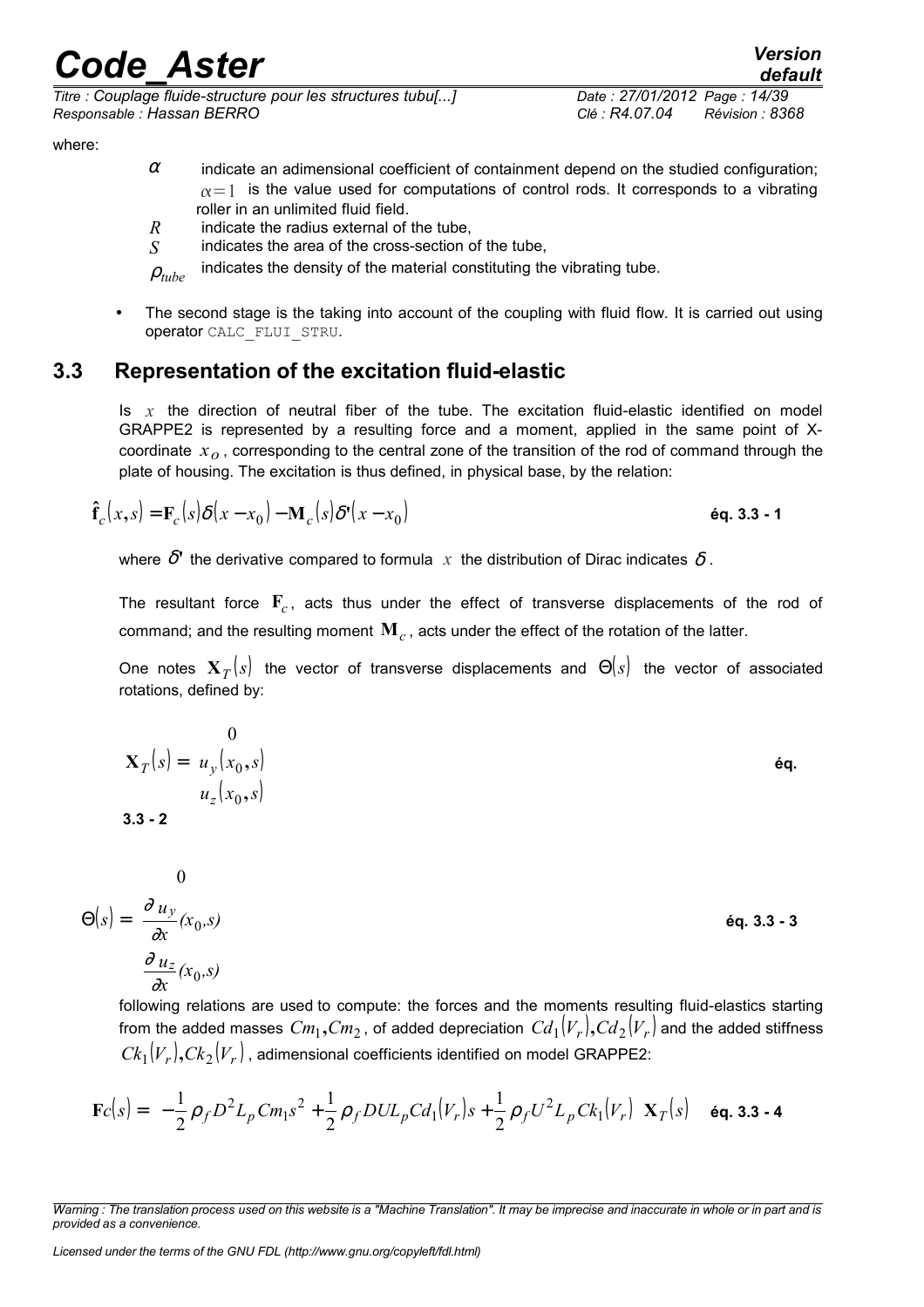where:

- $\alpha$ indicate an adimensional coefficient of containment depend on the studied configuration; $\alpha=1$ is the value used for computations of control rods. It corresponds to a vibrating roller in an unlimited fluid field.
- $R$ indicate the radius external of the tube,
- $S$ indicates the area of the cross-section of the tube,
- $\rho_{tube}$ indicates the density of the material constituting the vibrating tube.

- The second stage is the taking into account of the coupling with fluid flow. It is carried out using operator CALC_FLUI_STRU.

## 3.3 Representation of the excitation fluid-elastic

Is $x$ the direction of neutral fiber of the tube. The excitation fluid-elastic identified on model GRAPPE2 is represented by a resulting force and a moment, applied in the same point of X-coordinate $x_O$, corresponding to the central zone of the transition of the rod of command through the plate of housing. The excitation is thus defined, in physical base, by the relation:

$$\hat{\mathbf{f}}_c(x,s) = \mathbf{F}_c(s)\delta(x-x_0) - \mathbf{M}_c(s)\delta'(x-x_0) \quad \text{éq. 3.3 - 1}$$

where $\delta'$ the derivative compared to formula $x$ the distribution of Dirac indicates $\delta$.

The resultant force $\mathbf{F}_c$, acts thus under the effect of transverse displacements of the rod of command; and the resulting moment $\mathbf{M}_c$, acts under the effect of the rotation of the latter.

One notes $\mathbf{X}_T(s)$ the vector of transverse displacements and $\Theta(s)$ the vector of associated rotations, defined by:

$$\mathbf{X}_T(s) = \begin{pmatrix} 0 \\ u_y(x_0,s) \\ u_z(x_0,s) \end{pmatrix} \quad \text{éq. 3.3 - 2}$$

$$\Theta(s) = \begin{pmatrix} 0 \\ \dfrac{\partial u_y}{\partial x}(x_0,s) \\ \dfrac{\partial u_z}{\partial x}(x_0,s) \end{pmatrix} \quad \text{éq. 3.3 - 3}$$

following relations are used to compute: the forces and the moments resulting fluid-elastics starting from the added masses $Cm_1, Cm_2$, of added depreciation $Cd_1(V_r), Cd_2(V_r)$ and the added stiffness $Ck_1(V_r), Ck_2(V_r)$, adimensional coefficients identified on model GRAPPE2:

$$\mathbf{F}c(s) = \left(-\frac{1}{2}\rho_f D^2 L_p Cm_1 s^2 + \frac{1}{2}\rho_f DUL_p Cd_1(V_r)s + \frac{1}{2}\rho_f U^2 L_p Ck_1(V_r)\right)\mathbf{X}_T(s) \quad \text{éq. 3.3 - 4}$$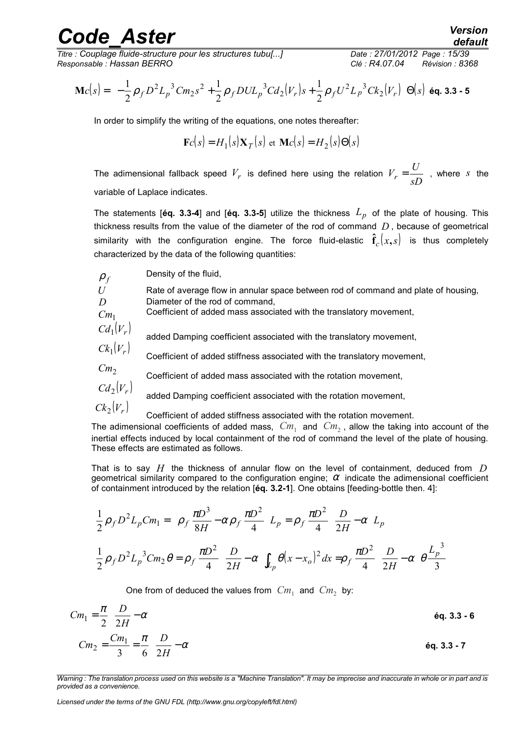$$\mathbf{M}c(s) = \left(-\frac{1}{2}\rho_f D^2 L_p{}^3 Cm_2 s^2 + \frac{1}{2}\rho_f DUL_p{}^3 Cd_2(V_r)s + \frac{1}{2}\rho_f U^2 L_p{}^3 Ck_2(V_r)\right)\Theta(s) \quad \text{éq. 3.3 - 5}$$

In order to simplify the writing of the equations, one notes thereafter:

$$\mathbf{F}c(s) = H_1(s)\mathbf{X}_T(s) \text{ et } \mathbf{M}c(s) = H_2(s)\Theta(s)$$

The adimensional fallback speed $V_r$ is defined here using the relation $V_r = \frac{U}{sD}$ , where $s$ the variable of Laplace indicates.

The statements [**éq. 3.3-4**] and [**éq. 3.3-5**] utilize the thickness $L_p$ of the plate of housing. This thickness results from the value of the diameter of the rod of command $D$, because of geometrical similarity with the configuration engine. The force fluid-elastic $\hat{\mathbf{f}}_c(x,s)$ is thus completely characterized by the data of the following quantities:

| | |
|---|---|
| $\rho_f$ | Density of the fluid, |
| $U$ | Rate of average flow in annular space between rod of command and plate of housing, |
| $D$ | Diameter of the rod of command, |
| $Cm_1$ | Coefficient of added mass associated with the translatory movement, |
| $Cd_1(V_r)$ | added Damping coefficient associated with the translatory movement, |
| $Ck_1(V_r)$ | Coefficient of added stiffness associated with the translatory movement, |
| $Cm_2$ | Coefficient of added mass associated with the rotation movement, |
| $Cd_2(V_r)$ | added Damping coefficient associated with the rotation movement, |
| $Ck_2(V_r)$ | Coefficient of added stiffness associated with the rotation movement. |

The adimensional coefficients of added mass, $Cm_1$ and $Cm_2$, allow the taking into account of the inertial effects induced by local containment of the rod of command the level of the plate of housing. These effects are estimated as follows.

That is to say $H$ the thickness of annular flow on the level of containment, deduced from $D$ geometrical similarity compared to the configuration engine; $\alpha$ indicate the adimensional coefficient of containment introduced by the relation [**éq. 3.2-1**]. One obtains [feeding-bottle then. 4]:

$$\frac{1}{2}\rho_f D^2 L_p Cm_1 = \left(\rho_f \frac{\pi D^3}{8H} - \alpha\rho_f \frac{\pi D^2}{4}\right) L_p = \rho_f \frac{\pi D^2}{4}\left(\frac{D}{2H} - \alpha\right) L_p$$

$$\frac{1}{2}\rho_f D^2 L_p{}^3 Cm_2 \theta = \rho_f \frac{\pi D^2}{4}\left(\frac{D}{2H} - \alpha\right)\int_{L_p} \theta(x - x_o)^2 dx = \rho_f \frac{\pi D^2}{4}\left(\frac{D}{2H} - \alpha\right)\theta \frac{L_p{}^3}{3}$$

One from of deduced the values from $Cm_1$ and $Cm_2$ by:

$$Cm_1 = \frac{\pi}{2}\left(\frac{D}{2H} - \alpha\right) \quad \text{éq. 3.3 - 6}$$

$$Cm_2 = \frac{Cm_1}{3} = \frac{\pi}{6}\left(\frac{D}{2H} - \alpha\right) \quad \text{éq. 3.3 - 7}$$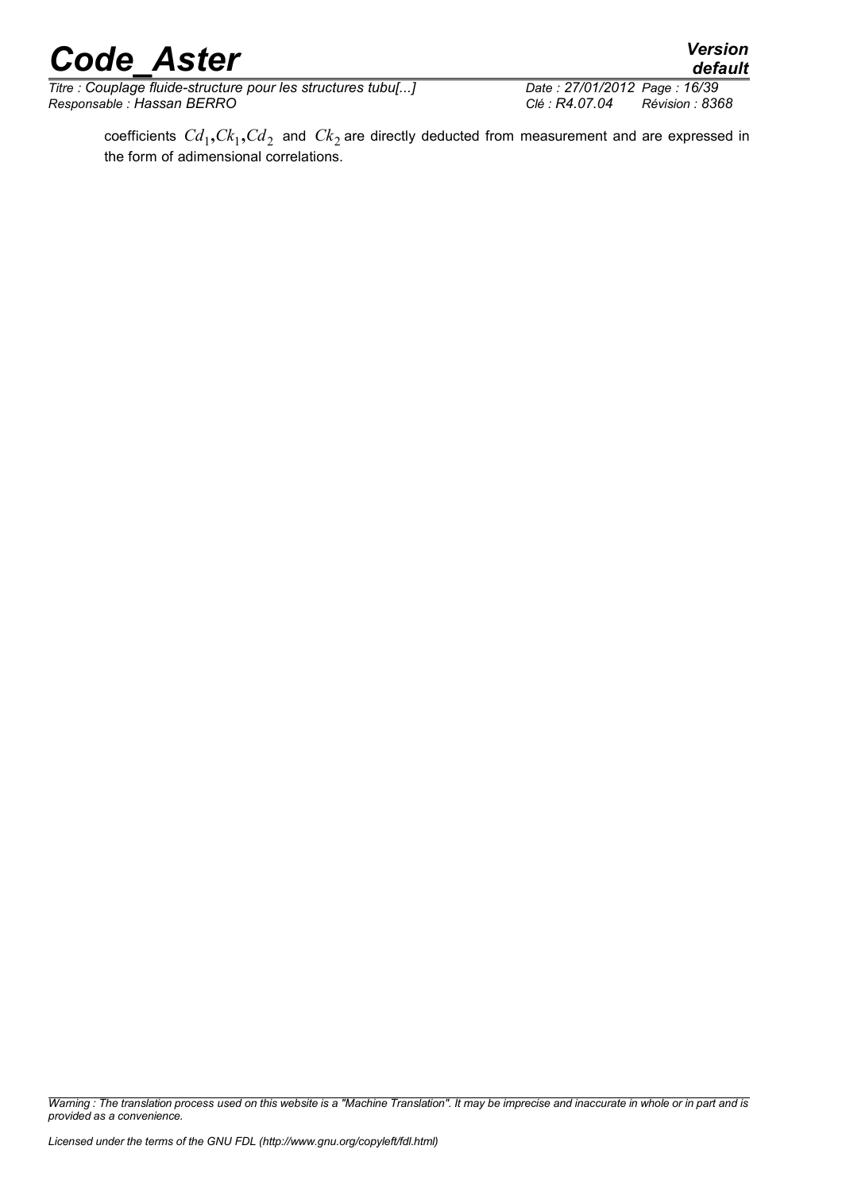coefficients $Cd_1, Ck_1, Cd_2$ and $Ck_2$ are directly deducted from measurement and are expressed in the form of adimensional correlations.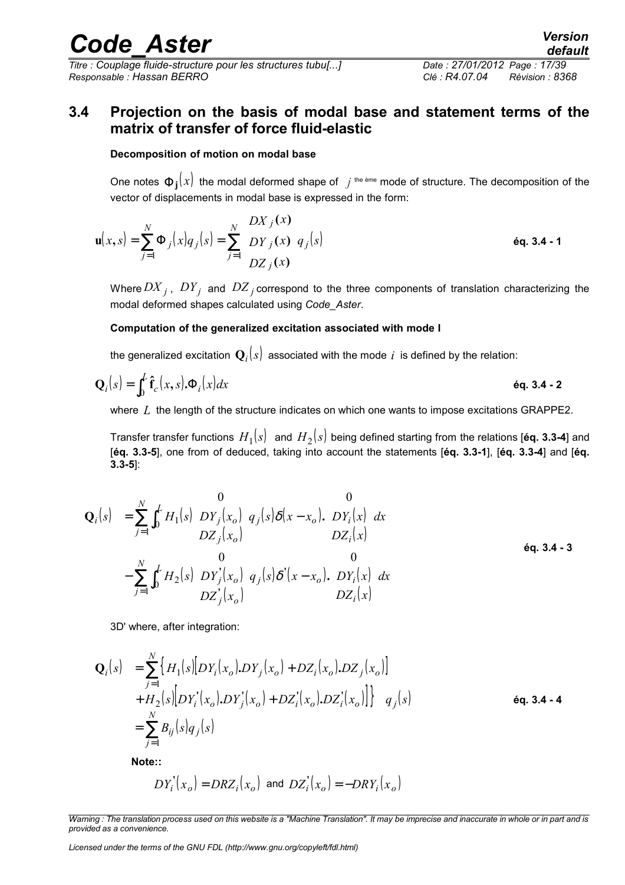## 3.4 Projection on the basis of modal base and statement terms of the matrix of transfer of force fluid-elastic

**Decomposition of motion on modal base**

One notes $\Phi_j(x)$ the modal deformed shape of $j$ the ème mode of structure. The decomposition of the vector of displacements in modal base is expressed in the form:

$$\mathbf{u}(x,s)=\sum_{j=1}^{N}\Phi_j(x)q_j(s)=\sum_{j=1}^{N}\begin{pmatrix}DX_j(x)\\DY_j(x)\\DZ_j(x)\end{pmatrix}q_j(s) \qquad \textbf{éq. 3.4 - 1}$$

Where $DX_j$, $DY_j$ and $DZ_j$ correspond to the three components of translation characterizing the modal deformed shapes calculated using *Code_Aster*.

**Computation of the generalized excitation associated with mode I**

the generalized excitation $\mathbf{Q}_i(s)$ associated with the mode $i$ is defined by the relation:

$$\mathbf{Q}_i(s)=\int_0^L \hat{\mathbf{f}}_c(x,s).\Phi_i(x)dx \qquad \textbf{éq. 3.4 - 2}$$

where $L$ the length of the structure indicates on which one wants to impose excitations GRAPPE2.

Transfer transfer functions $H_1(s)$ and $H_2(s)$ being defined starting from the relations [**éq. 3.3-4**] and [**éq. 3.3-5**], one from of deduced, taking into account the statements [**éq. 3.3-1**], [**éq. 3.3-4**] and [**éq. 3.3-5**]:

$$\begin{aligned}\mathbf{Q}_i(s) &=\sum_{j=1}^{N}\int_0^L H_1(s)\begin{pmatrix}0\\DY_j(x_o)\\DZ_j(x_o)\end{pmatrix}q_j(s)\delta(x-x_o).\begin{pmatrix}0\\DY_i(x)\\DZ_i(x)\end{pmatrix}dx\\ &-\sum_{j=1}^{N}\int_0^L H_2(s)\begin{pmatrix}0\\DY_j'(x_o)\\DZ_j'(x_o)\end{pmatrix}q_j(s)\delta'(x-x_o).\begin{pmatrix}0\\DY_i(x)\\DZ_i(x)\end{pmatrix}dx\end{aligned} \qquad \textbf{éq. 3.4 - 3}$$

3D' where, after integration:

$$\begin{aligned}\mathbf{Q}_i(s) &=\sum_{j=1}^{N}\left\{H_1(s)\left[DY_i(x_o).DY_j(x_o)+DZ_i(x_o).DZ_j(x_o)\right]\right.\\ &\left.+H_2(s)\left[DY_i'(x_o).DY_j'(x_o)+DZ_i'(x_o).DZ_i'(x_o)\right]\right\}q_j(s)\\ &=\sum_{j=1}^{N}B_{ij}(s)q_j(s)\end{aligned} \qquad \textbf{éq. 3.4 - 4}$$

**Note::**

$DY_i'(x_o)=DRZ_i(x_o)$ and $DZ_i'(x_o)=-DRY_i(x_o)$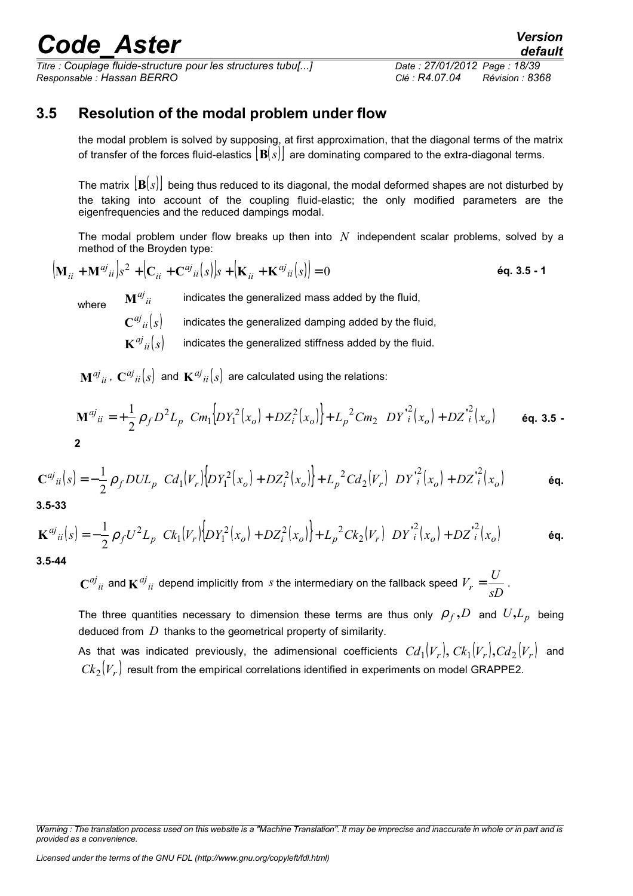## 3.5 Resolution of the modal problem under flow

the modal problem is solved by supposing, at first approximation, that the diagonal terms of the matrix of transfer of the forces fluid-elastics $[\mathbf{B}(s)]$ are dominating compared to the extra-diagonal terms.

The matrix $[\mathbf{B}(s)]$ being thus reduced to its diagonal, the modal deformed shapes are not disturbed by the taking into account of the coupling fluid-elastic; the only modified parameters are the eigenfrequencies and the reduced dampings modal.

The modal problem under flow breaks up then into $N$ independent scalar problems, solved by a method of the Broyden type:

$$\left(\mathbf{M}_{ii} + \mathbf{M}^{aj}{}_{ii}\right)s^2 + \left(\mathbf{C}_{ii} + \mathbf{C}^{aj}{}_{ii}(s)\right)s + \left(\mathbf{K}_{ii} + \mathbf{K}^{aj}{}_{ii}(s)\right) = 0 \qquad \text{éq. 3.5 - 1}$$

where
- $\mathbf{M}^{aj}{}_{ii}$ indicates the generalized mass added by the fluid,
- $\mathbf{C}^{aj}{}_{ii}(s)$ indicates the generalized damping added by the fluid,
- $\mathbf{K}^{aj}{}_{ii}(s)$ indicates the generalized stiffness added by the fluid.

$\mathbf{M}^{aj}{}_{ii}$, $\mathbf{C}^{aj}{}_{ii}(s)$ and $\mathbf{K}^{aj}{}_{ii}(s)$ are calculated using the relations:

$$\mathbf{M}^{aj}{}_{ii} = +\frac{1}{2}\rho_f D^2 L_p \left[ Cm_1\left\{DY_1^2(x_o) + DZ_i^2(x_o)\right\} + L_p{}^2 Cm_2 \left( DY'^2_i(x_o) + DZ'^2_i(x_o)\right)\right] \qquad \text{éq. 3.5 - 2}$$

$$\mathbf{C}^{aj}{}_{ii}(s) = -\frac{1}{2}\rho_f D U L_p \left[ Cd_1(V_r)\left\{DY_1^2(x_o) + DZ_i^2(x_o)\right\} + L_p{}^2 Cd_2(V_r) \left( DY'^2_i(x_o) + DZ'^2_i(x_o)\right)\right] \qquad \text{éq. 3.5-33}$$

$$\mathbf{K}^{aj}{}_{ii}(s) = -\frac{1}{2}\rho_f U^2 L_p \left[ Ck_1(V_r)\left\{DY_1^2(x_o) + DZ_i^2(x_o)\right\} + L_p{}^2 Ck_2(V_r) \left( DY'^2_i(x_o) + DZ'^2_i(x_o)\right)\right] \qquad \text{éq. 3.5-44}$$

$\mathbf{C}^{aj}{}_{ii}$ and $\mathbf{K}^{aj}{}_{ii}$ depend implicitly from $s$ the intermediary on the fallback speed $V_r = \dfrac{U}{sD}$.

The three quantities necessary to dimension these terms are thus only $\rho_f, D$ and $U, L_p$ being deduced from $D$ thanks to the geometrical property of similarity.

As that was indicated previously, the adimensional coefficients $Cd_1(V_r)$, $Ck_1(V_r)$, $Cd_2(V_r)$ and $Ck_2(V_r)$ result from the empirical correlations identified in experiments on model GRAPPE2.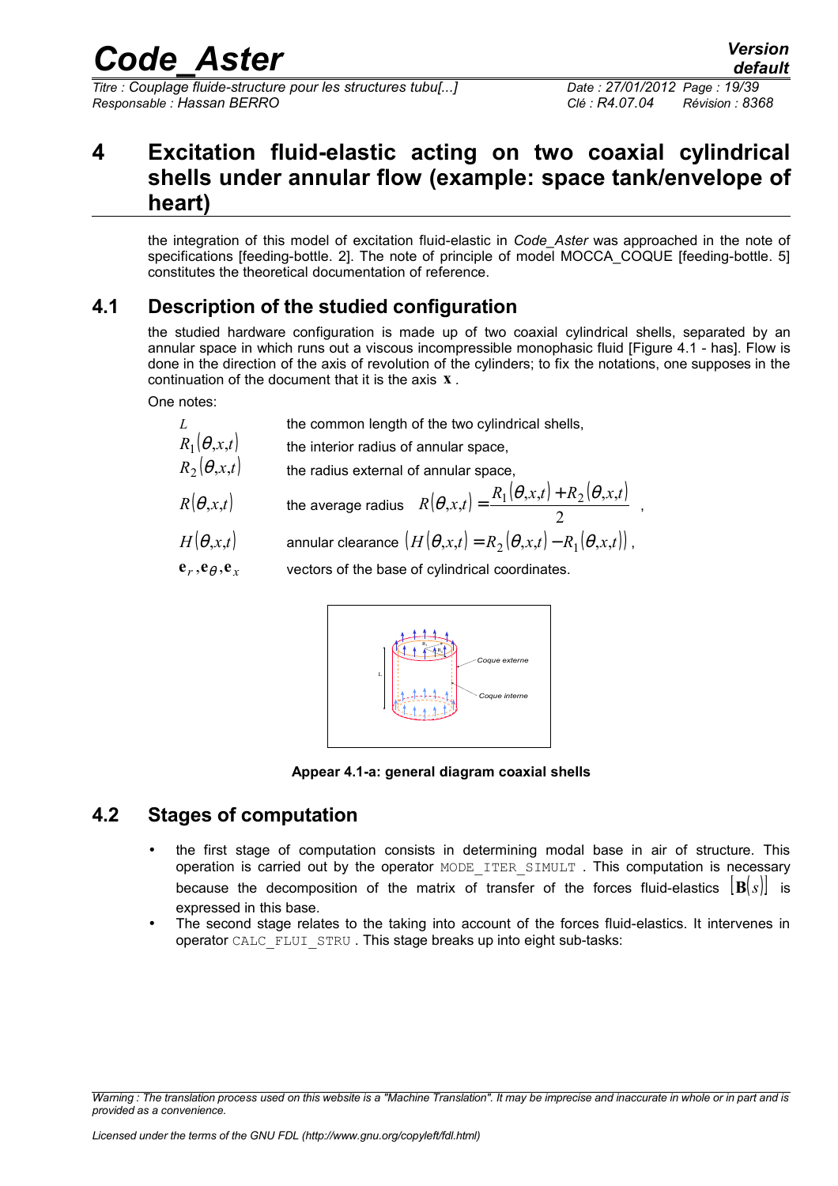# 4 Excitation fluid-elastic acting on two coaxial cylindrical shells under annular flow (example: space tank/envelope of heart)

the integration of this model of excitation fluid-elastic in *Code_Aster* was approached in the note of specifications [feeding-bottle. 2]. The note of principle of model MOCCA_COQUE [feeding-bottle. 5] constitutes the theoretical documentation of reference.

## 4.1 Description of the studied configuration

the studied hardware configuration is made up of two coaxial cylindrical shells, separated by an annular space in which runs out a viscous incompressible monophasic fluid [Figure 4.1 - has]. Flow is done in the direction of the axis of revolution of the cylinders; to fix the notations, one supposes in the continuation of the document that it is the axis $\mathbf{x}$ .

One notes:

| | |
|---|---|
| $L$ | the common length of the two cylindrical shells, |
| $R_1(\theta,x,t)$ | the interior radius of annular space, |
| $R_2(\theta,x,t)$ | the radius external of annular space, |
| $R(\theta,x,t)$ | the average radius $R(\theta,x,t)=\dfrac{R_1(\theta,x,t)+R_2(\theta,x,t)}{2}$ , |
| $H(\theta,x,t)$ | annular clearance $(H(\theta,x,t)=R_2(\theta,x,t)-R_1(\theta,x,t))$ , |
| $\mathbf{e}_r,\mathbf{e}_\theta,\mathbf{e}_x$ | vectors of the base of cylindrical coordinates. |

**Appear 4.1-a: general diagram coaxial shells**

## 4.2 Stages of computation

- the first stage of computation consists in determining modal base in air of structure. This operation is carried out by the operator MODE_ITER_SIMULT . This computation is necessary because the decomposition of the matrix of transfer of the forces fluid-elastics $[\mathbf{B}(s)]$ is expressed in this base.
- The second stage relates to the taking into account of the forces fluid-elastics. It intervenes in operator CALC_FLUI_STRU . This stage breaks up into eight sub-tasks: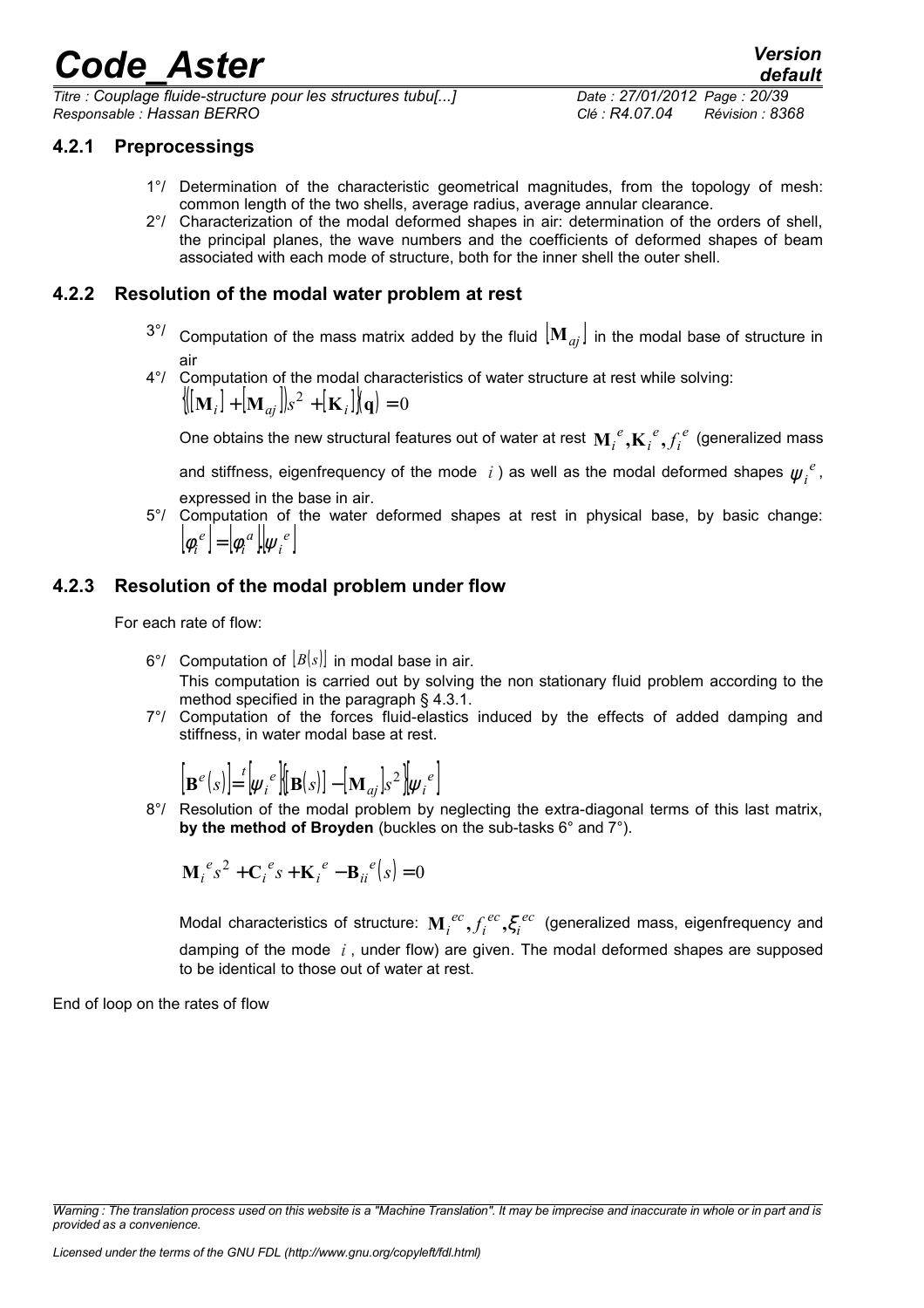### 4.2.1 Preprocessings

1°/ Determination of the characteristic geometrical magnitudes, from the topology of mesh: common length of the two shells, average radius, average annular clearance.

2°/ Characterization of the modal deformed shapes in air: determination of the orders of shell, the principal planes, the wave numbers and the coefficients of deformed shapes of beam associated with each mode of structure, both for the inner shell the outer shell.

### 4.2.2 Resolution of the modal water problem at rest

3°/ Computation of the mass matrix added by the fluid $[\mathbf{M}_{aj}]$ in the modal base of structure in air

4°/ Computation of the modal characteristics of water structure at rest while solving: $\{([\mathbf{M}_i]+[\mathbf{M}_{aj}])s^2+[\mathbf{K}_i]\}(\mathbf{q})=0$

One obtains the new structural features out of water at rest $\mathbf{M}_i^e, \mathbf{K}_i^e, f_i^e$ (generalized mass and stiffness, eigenfrequency of the mode $i$ ) as well as the modal deformed shapes $\psi_i^e$, expressed in the base in air.

5°/ Computation of the water deformed shapes at rest in physical base, by basic change: $[\phi_i^e]=[\phi_i^a][\psi_i^e]$

### 4.2.3 Resolution of the modal problem under flow

For each rate of flow:

6°/ Computation of $[B(s)]$ in modal base in air.
This computation is carried out by solving the non stationary fluid problem according to the method specified in the paragraph § 4.3.1.

7°/ Computation of the forces fluid-elastics induced by the effects of added damping and stiffness, in water modal base at rest.

$$[\mathbf{B}^e(s)]={}^t[\psi_i^e]([\mathbf{B}(s)]-[\mathbf{M}_{aj}]s^2)[\psi_i^e]$$

8°/ Resolution of the modal problem by neglecting the extra-diagonal terms of this last matrix, **by the method of Broyden** (buckles on the sub-tasks 6° and 7°).

$$\mathbf{M}_i^e s^2+\mathbf{C}_i^e s+\mathbf{K}_i^e-\mathbf{B}_{ii}^e(s)=0$$

Modal characteristics of structure: $\mathbf{M}_i^{ec}, f_i^{ec}, \xi_i^{ec}$ (generalized mass, eigenfrequency and damping of the mode $i$ , under flow) are given. The modal deformed shapes are supposed to be identical to those out of water at rest.

End of loop on the rates of flow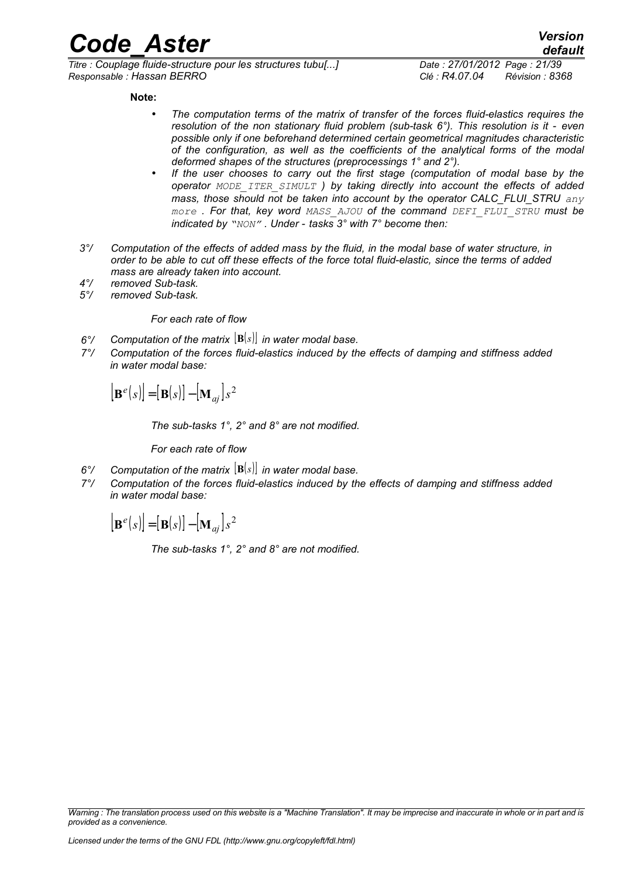**Note:**

- *The computation terms of the matrix of transfer of the forces fluid-elastics requires the resolution of the non stationary fluid problem (sub-task 6°). This resolution is it - even possible only if one beforehand determined certain geometrical magnitudes characteristic of the configuration, as well as the coefficients of the analytical forms of the modal deformed shapes of the structures (preprocessings 1° and 2°).*
- *If the user chooses to carry out the first stage (computation of modal base by the operator `MODE_ITER_SIMULT` ) by taking directly into account the effects of added mass, those should not be taken into account by the operator CALC_FLUI_STRU `any more` . For that, key word `MASS_AJOU` of the command `DEFI_FLUI_STRU` must be indicated by "`NON`" . Under - tasks 3° with 7° become then:*

*3°/ Computation of the effects of added mass by the fluid, in the modal base of water structure, in order to be able to cut off these effects of the force total fluid-elastic, since the terms of added mass are already taken into account.*

*4°/ removed Sub-task.*

*5°/ removed Sub-task.*

*For each rate of flow*

*6°/ Computation of the matrix $[\mathbf{B}(s)]$ in water modal base.*

*7°/ Computation of the forces fluid-elastics induced by the effects of damping and stiffness added in water modal base:*

$$\left[\mathbf{B}^{e}(s)\right]=[\mathbf{B}(s)]-\left[\mathbf{M}_{aj}\right]s^{2}$$

*The sub-tasks 1°, 2° and 8° are not modified.*

*For each rate of flow*

*6°/ Computation of the matrix $[\mathbf{B}(s)]$ in water modal base.*

*7°/ Computation of the forces fluid-elastics induced by the effects of damping and stiffness added in water modal base:*

$$\left[\mathbf{B}^{e}(s)\right]=[\mathbf{B}(s)]-\left[\mathbf{M}_{aj}\right]s^{2}$$

*The sub-tasks 1°, 2° and 8° are not modified.*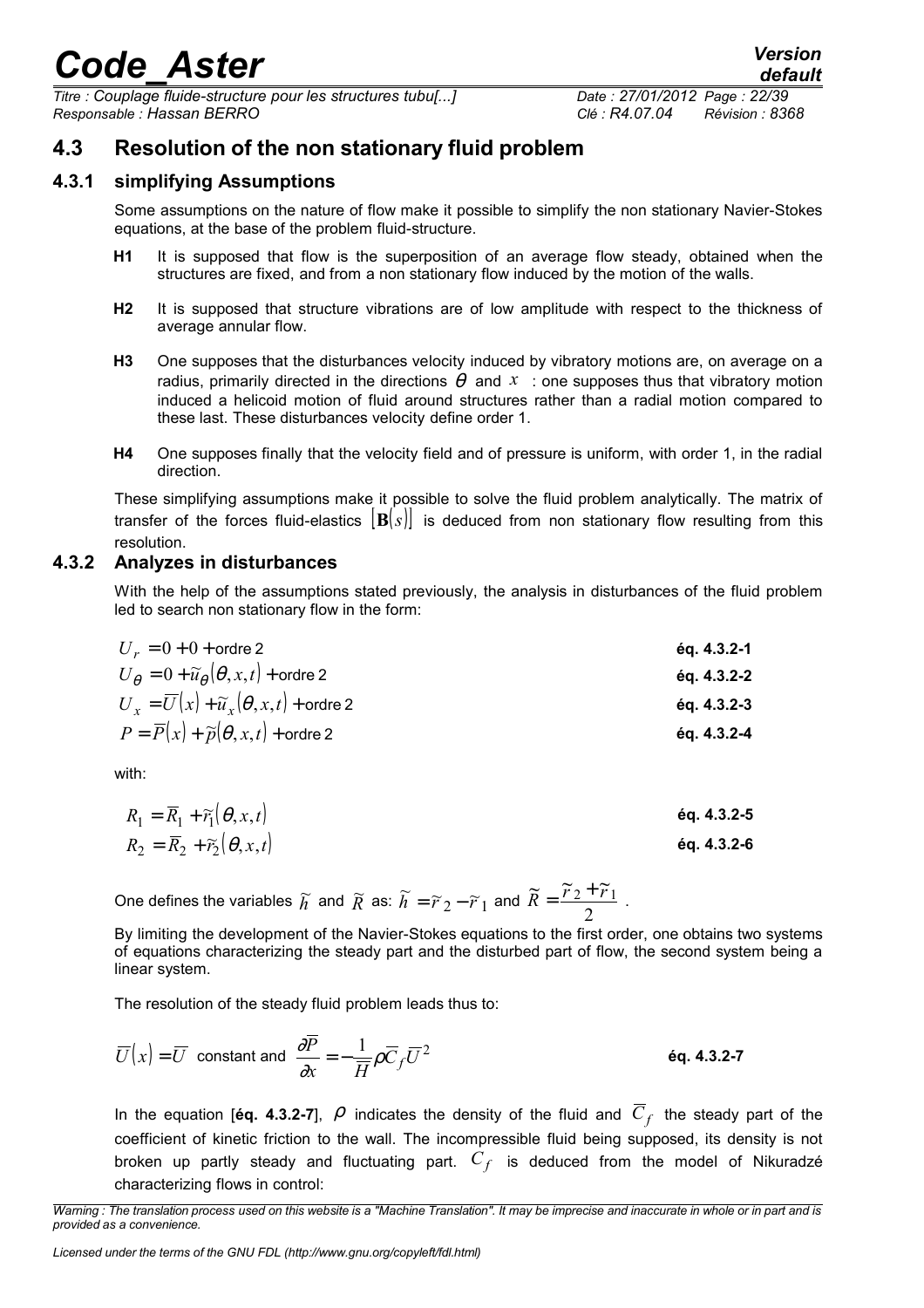## 4.3 Resolution of the non stationary fluid problem

### 4.3.1 simplifying Assumptions

Some assumptions on the nature of flow make it possible to simplify the non stationary Navier-Stokes equations, at the base of the problem fluid-structure.

- **H1** It is supposed that flow is the superposition of an average flow steady, obtained when the structures are fixed, and from a non stationary flow induced by the motion of the walls.
- **H2** It is supposed that structure vibrations are of low amplitude with respect to the thickness of average annular flow.
- **H3** One supposes that the disturbances velocity induced by vibratory motions are, on average on a radius, primarily directed in the directions $\theta$ and $x$ : one supposes thus that vibratory motion induced a helicoid motion of fluid around structures rather than a radial motion compared to these last. These disturbances velocity define order 1.
- **H4** One supposes finally that the velocity field and of pressure is uniform, with order 1, in the radial direction.

These simplifying assumptions make it possible to solve the fluid problem analytically. The matrix of transfer of the forces fluid-elastics $[\mathbf{B}(s)]$ is deduced from non stationary flow resulting from this resolution.

### 4.3.2 Analyzes in disturbances

With the help of the assumptions stated previously, the analysis in disturbances of the fluid problem led to search non stationary flow in the form:

$$U_r = 0 + 0 + \text{ordre 2} \quad \textbf{éq. 4.3.2-1}$$

$$U_\theta = 0 + \tilde{u}_\theta(\theta, x, t) + \text{ordre 2} \quad \textbf{éq. 4.3.2-2}$$

$$U_x = \overline{U}(x) + \tilde{u}_x(\theta, x, t) + \text{ordre 2} \quad \textbf{éq. 4.3.2-3}$$

$$P = \overline{P}(x) + \tilde{p}(\theta, x, t) + \text{ordre 2} \quad \textbf{éq. 4.3.2-4}$$

with:

$$R_1 = \overline{R}_1 + \tilde{r}_1(\theta, x, t) \quad \textbf{éq. 4.3.2-5}$$

$$R_2 = \overline{R}_2 + \tilde{r}_2(\theta, x, t) \quad \textbf{éq. 4.3.2-6}$$

One defines the variables $\tilde{h}$ and $\tilde{R}$ as: $\tilde{h} = \tilde{r}_2 - \tilde{r}_1$ and $\tilde{R} = \dfrac{\tilde{r}_2 + \tilde{r}_1}{2}$ .

By limiting the development of the Navier-Stokes equations to the first order, one obtains two systems of equations characterizing the steady part and the disturbed part of flow, the second system being a linear system.

The resolution of the steady fluid problem leads thus to:

$$\overline{U}(x) = \overline{U} \text{ constant and } \frac{\partial \overline{P}}{\partial x} = -\frac{1}{\overline{H}} \rho \overline{C}_f \overline{U}^2 \quad \textbf{éq. 4.3.2-7}$$

In the equation [**éq. 4.3.2-7**], $\rho$ indicates the density of the fluid and $\overline{C}_f$ the steady part of the coefficient of kinetic friction to the wall. The incompressible fluid being supposed, its density is not broken up partly steady and fluctuating part. $C_f$ is deduced from the model of Nikuradzé characterizing flows in control: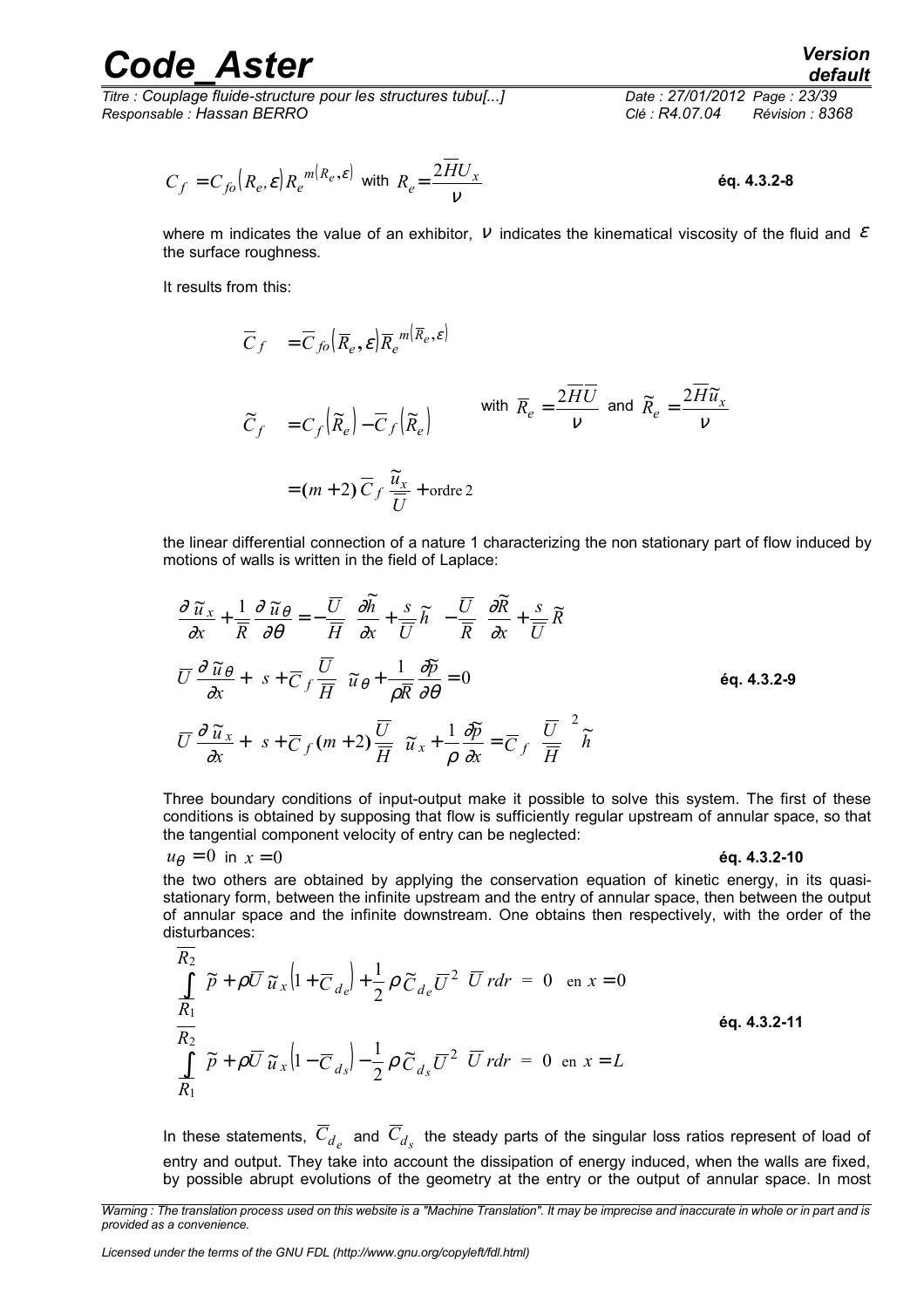$$C_f = C_{fo}(R_e, \varepsilon) R_e^{\,m(R_e,\varepsilon)} \text{ with } R_e = \frac{2\overline{H}U_x}{\nu} \qquad \textbf{éq. 4.3.2-8}$$

where m indicates the value of an exhibitor, $\nu$ indicates the kinematical viscosity of the fluid and $\varepsilon$ the surface roughness.

It results from this:

$$\overline{C}_f = \overline{C}_{fo}(\overline{R}_e, \varepsilon) \overline{R}_e^{\,m(\overline{R}_e,\varepsilon)}$$

$$\widetilde{C}_f = C_f(\widetilde{R}_e) - \overline{C}_f(\widetilde{R}_e) \qquad \text{with } \overline{R}_e = \frac{2\overline{H}\overline{U}}{\nu} \text{ and } \widetilde{R}_e = \frac{2\overline{H}\widetilde{u}_x}{\nu}$$

$$= (m+2)\,\overline{C}_f \frac{\widetilde{u}_x}{\overline{U}} + \text{ordre 2}$$

the linear differential connection of a nature 1 characterizing the non stationary part of flow induced by motions of walls is written in the field of Laplace:

$$\begin{aligned}
&\frac{\partial \widetilde{u}_x}{\partial x} + \frac{1}{\overline{R}} \frac{\partial \widetilde{u}_\theta}{\partial \theta} = -\frac{\overline{U}}{\overline{H}} \left( \frac{\partial \widetilde{h}}{\partial x} + \frac{s}{\overline{U}} \widetilde{h} \right) - \frac{\overline{U}}{\overline{R}} \left( \frac{\partial \widetilde{R}}{\partial x} + \frac{s}{\overline{U}} \widetilde{R} \right) \\
&\overline{U} \frac{\partial \widetilde{u}_\theta}{\partial x} + \left( s + \overline{C}_f \frac{\overline{U}}{\overline{H}} \right) \widetilde{u}_\theta + \frac{1}{\rho \overline{R}} \frac{\partial \widetilde{p}}{\partial \theta} = 0 \\
&\overline{U} \frac{\partial \widetilde{u}_x}{\partial x} + \left( s + \overline{C}_f (m+2) \frac{\overline{U}}{\overline{H}} \right) \widetilde{u}_x + \frac{1}{\rho} \frac{\partial \widetilde{p}}{\partial x} = \overline{C}_f \left( \frac{\overline{U}}{\overline{H}} \right)^2 \widetilde{h}
\end{aligned} \qquad \textbf{éq. 4.3.2-9}$$

Three boundary conditions of input-output make it possible to solve this system. The first of these conditions is obtained by supposing that flow is sufficiently regular upstream of annular space, so that the tangential component velocity of entry can be neglected:

$$u_\theta = 0 \text{ in } x = 0 \qquad \textbf{éq. 4.3.2-10}$$

the two others are obtained by applying the conservation equation of kinetic energy, in its quasi-stationary form, between the infinite upstream and the entry of annular space, then between the output of annular space and the infinite downstream. One obtains then respectively, with the order of the disturbances:

$$\begin{aligned}
&\int_{\overline{R}_1}^{\overline{R}_2} \left( \widetilde{p} + \rho \overline{U}\, \widetilde{u}_x \left(1 + \overline{C}_{d_e}\right) + \frac{1}{2} \rho \widetilde{C}_{d_e} \overline{U}^2 \right) \overline{U}\, r dr = 0 \quad \text{en } x = 0 \\
&\int_{\overline{R}_1}^{\overline{R}_2} \left( \widetilde{p} + \rho \overline{U}\, \widetilde{u}_x \left(1 - \overline{C}_{d_s}\right) - \frac{1}{2} \rho \widetilde{C}_{d_s} \overline{U}^2 \right) \overline{U}\, r dr = 0 \quad \text{en } x = L
\end{aligned} \qquad \textbf{éq. 4.3.2-11}$$

In these statements, $\overline{C}_{d_e}$ and $\overline{C}_{d_s}$ the steady parts of the singular loss ratios represent of load of entry and output. They take into account the dissipation of energy induced, when the walls are fixed, by possible abrupt evolutions of the geometry at the entry or the output of annular space. In most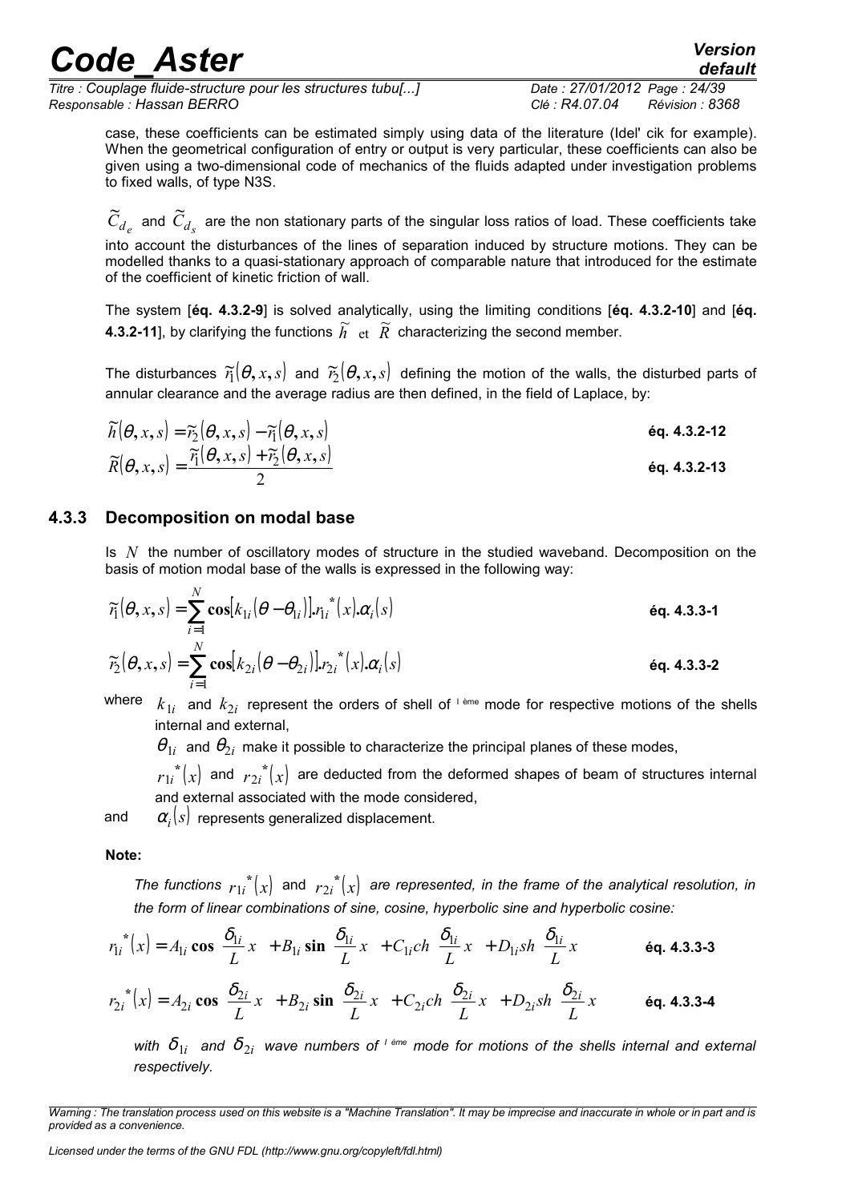case, these coefficients can be estimated simply using data of the literature (Idel' cik for example). When the geometrical configuration of entry or output is very particular, these coefficients can also be given using a two-dimensional code of mechanics of the fluids adapted under investigation problems to fixed walls, of type N3S.

$\widetilde{C}_{d_e}$ and $\widetilde{C}_{d_s}$ are the non stationary parts of the singular loss ratios of load. These coefficients take into account the disturbances of the lines of separation induced by structure motions. They can be modelled thanks to a quasi-stationary approach of comparable nature that introduced for the estimate of the coefficient of kinetic friction of wall.

The system [**éq. 4.3.2-9**] is solved analytically, using the limiting conditions [**éq. 4.3.2-10**] and [**éq. 4.3.2-11**], by clarifying the functions $\widetilde{h}$ et $\widetilde{R}$ characterizing the second member.

The disturbances $\widetilde{r}_1(\theta, x, s)$ and $\widetilde{r}_2(\theta, x, s)$ defining the motion of the walls, the disturbed parts of annular clearance and the average radius are then defined, in the field of Laplace, by:

$$\widetilde{h}(\theta, x, s) = \widetilde{r}_2(\theta, x, s) - \widetilde{r}_1(\theta, x, s) \qquad \textbf{éq. 4.3.2-12}$$

$$\widetilde{R}(\theta, x, s) = \frac{\widetilde{r}_1(\theta, x, s) + \widetilde{r}_2(\theta, x, s)}{2} \qquad \textbf{éq. 4.3.2-13}$$

### 4.3.3 Decomposition on modal base

Is $N$ the number of oscillatory modes of structure in the studied waveband. Decomposition on the basis of motion modal base of the walls is expressed in the following way:

$$\widetilde{r}_1(\theta, x, s) = \sum_{i=1}^{N} \cos[k_{1i}(\theta - \theta_{1i})].r_{1i}^{*}(x).\alpha_i(s) \qquad \textbf{éq. 4.3.3-1}$$

$$\widetilde{r}_2(\theta, x, s) = \sum_{i=1}^{N} \cos[k_{2i}(\theta - \theta_{2i})].r_{2i}^{*}(x).\alpha_i(s) \qquad \textbf{éq. 4.3.3-2}$$

where $k_{1i}$ and $k_{2i}$ represent the orders of shell of $^{i \text{ème}}$ mode for respective motions of the shells internal and external,

$\theta_{1i}$ and $\theta_{2i}$ make it possible to characterize the principal planes of these modes,

$r_{1i}^{*}(x)$ and $r_{2i}^{*}(x)$ are deducted from the deformed shapes of beam of structures internal and external associated with the mode considered,

and $\alpha_i(s)$ represents generalized displacement.

**Note:**

*The functions $r_{1i}^{*}(x)$ and $r_{2i}^{*}(x)$ are represented, in the frame of the analytical resolution, in the form of linear combinations of sine, cosine, hyperbolic sine and hyperbolic cosine:*

$$r_{1i}^{*}(x) = A_{1i} \cos\left(\frac{\delta_{1i}}{L} x\right) + B_{1i} \sin\left(\frac{\delta_{1i}}{L} x\right) + C_{1i} ch\left(\frac{\delta_{1i}}{L} x\right) + D_{1i} sh\left(\frac{\delta_{1i}}{L} x\right) \qquad \textbf{éq. 4.3.3-3}$$

$$r_{2i}^{*}(x) = A_{2i} \cos\left(\frac{\delta_{2i}}{L} x\right) + B_{2i} \sin\left(\frac{\delta_{2i}}{L} x\right) + C_{2i} ch\left(\frac{\delta_{2i}}{L} x\right) + D_{2i} sh\left(\frac{\delta_{2i}}{L} x\right) \qquad \textbf{éq. 4.3.3-4}$$

*with $\delta_{1i}$ and $\delta_{2i}$ wave numbers of $^{i \text{ème}}$ mode for motions of the shells internal and external respectively.*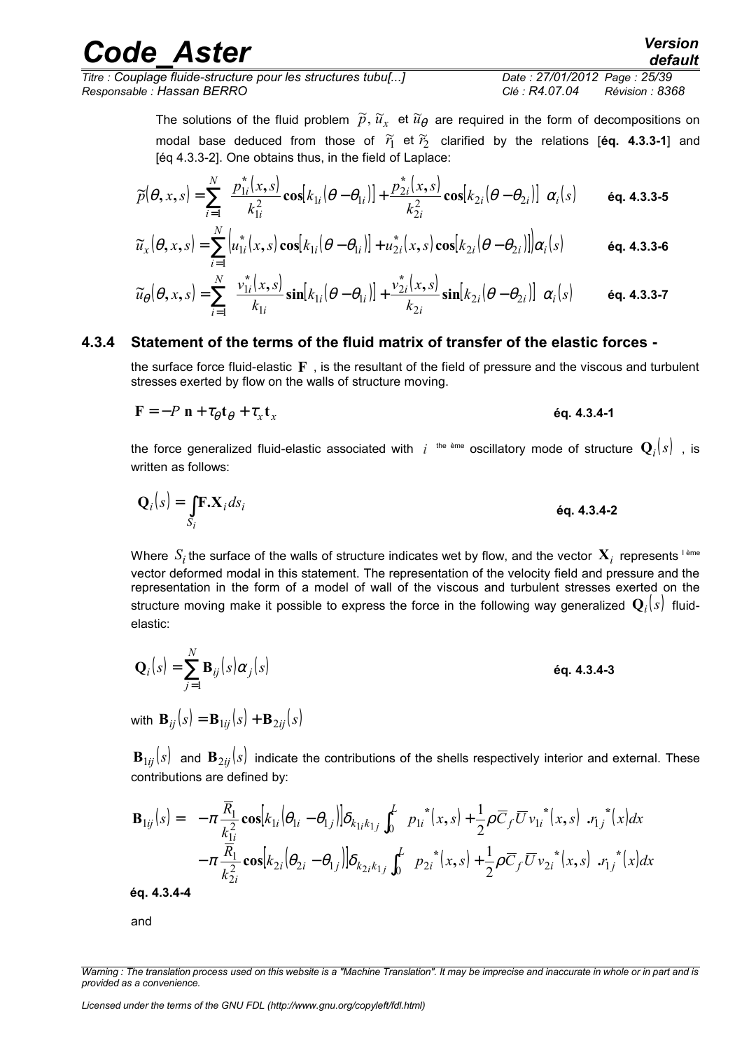The solutions of the fluid problem $\tilde{p}, \tilde{u}_x$ et $\tilde{u}_\theta$ are required in the form of decompositions on modal base deduced from those of $\tilde{r}_1$ et $\tilde{r}_2$ clarified by the relations [**éq. 4.3.3-1**] and [éq 4.3.3-2]. One obtains thus, in the field of Laplace:

$$\tilde{p}(\theta, x, s) = \sum_{i=1}^{N} \left[ \frac{p_{1i}^*(x,s)}{k_{1i}^2} \cos[k_{1i}(\theta - \theta_{1i})] + \frac{p_{2i}^*(x,s)}{k_{2i}^2} \cos[k_{2i}(\theta - \theta_{2i})] \right] \alpha_i(s) \qquad \textbf{éq. 4.3.3-5}$$

$$\tilde{u}_x(\theta, x, s) = \sum_{i=1}^{N} \left[ u_{1i}^*(x,s) \cos[k_{1i}(\theta - \theta_{1i})] + u_{2i}^*(x,s) \cos[k_{2i}(\theta - \theta_{2i})] \right] \alpha_i(s) \qquad \textbf{éq. 4.3.3-6}$$

$$\tilde{u}_\theta(\theta, x, s) = \sum_{i=1}^{N} \left[ \frac{v_{1i}^*(x,s)}{k_{1i}} \sin[k_{1i}(\theta - \theta_{1i})] + \frac{v_{2i}^*(x,s)}{k_{2i}} \sin[k_{2i}(\theta - \theta_{2i})] \right] \alpha_i(s) \qquad \textbf{éq. 4.3.3-7}$$

### 4.3.4 Statement of the terms of the fluid matrix of transfer of the elastic forces -

the surface force fluid-elastic $\mathbf{F}$ , is the resultant of the field of pressure and the viscous and turbulent stresses exerted by flow on the walls of structure moving.

$$\mathbf{F} = -P\ \mathbf{n} + \tau_\theta \mathbf{t}_\theta + \tau_x \mathbf{t}_x \qquad \textbf{éq. 4.3.4-1}$$

the force generalized fluid-elastic associated with $i$ the ème oscillatory mode of structure $\mathbf{Q}_i(s)$ , is written as follows:

$$\mathbf{Q}_i(s) = \int_{S_i} \mathbf{F}.\mathbf{X}_i ds_i \qquad \textbf{éq. 4.3.4-2}$$

Where $S_i$ the surface of the walls of structure indicates wet by flow, and the vector $\mathbf{X}_i$ represents I ème vector deformed modal in this statement. The representation of the velocity field and pressure and the representation in the form of a model of wall of the viscous and turbulent stresses exerted on the structure moving make it possible to express the force in the following way generalized $\mathbf{Q}_i(s)$ fluid-elastic:

$$\mathbf{Q}_i(s) = \sum_{j=1}^{N} \mathbf{B}_{ij}(s) \alpha_j(s) \qquad \textbf{éq. 4.3.4-3}$$

with $\mathbf{B}_{ij}(s) = \mathbf{B}_{1ij}(s) + \mathbf{B}_{2ij}(s)$

$\mathbf{B}_{1ij}(s)$ and $\mathbf{B}_{2ij}(s)$ indicate the contributions of the shells respectively interior and external. These contributions are defined by:

$$\begin{aligned} \mathbf{B}_{1ij}(s) = & \left[ -\pi \frac{\overline{R}_1}{k_{1i}^2} \cos[k_{1i}(\theta_{1i} - \theta_{1j})] \delta_{k_{1i}k_{1j}} \int_0^L \left[ p_{1i}^*(x,s) + \frac{1}{2} \rho \overline{C}_f \overline{U} v_{1i}^*(x,s) \right] .r_{1j}^*(x) dx \right. \\ & \left. -\pi \frac{\overline{R}_1}{k_{2i}^2} \cos[k_{2i}(\theta_{2i} - \theta_{1j})] \delta_{k_{2i}k_{1j}} \int_0^L \left[ p_{2i}^*(x,s) + \frac{1}{2} \rho \overline{C}_f \overline{U} v_{2i}^*(x,s) \right] .r_{1j}^*(x) dx \right] \end{aligned}$$

**éq. 4.3.4-4**

and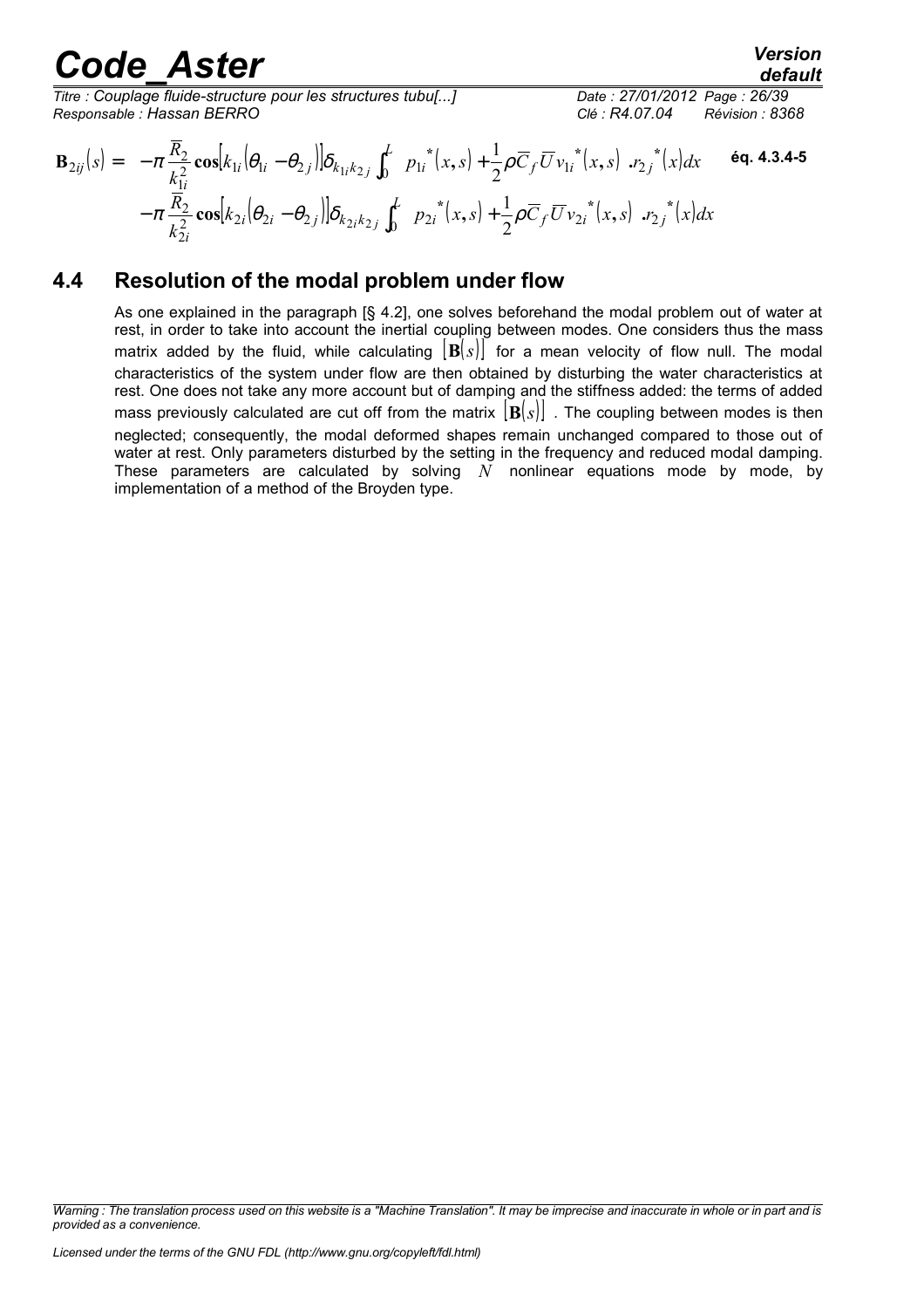$$\mathbf{B}_{2ij}(s) = -\pi \frac{\overline{R}_2}{k_{1i}^2} \cos\left[k_{1i}\left(\theta_{1i} - \theta_{2j}\right)\right] \delta_{k_{1i}k_{2j}} \int_0^L \left[ p_{1i}^*(x,s) + \frac{1}{2}\rho \overline{C}_f \overline{U} v_{1i}^*(x,s) \right] . r_{2j}^*(x) dx$$
$$-\pi \frac{\overline{R}_2}{k_{2i}^2} \cos\left[k_{2i}\left(\theta_{2i} - \theta_{2j}\right)\right] \delta_{k_{2i}k_{2j}} \int_0^L \left[ p_{2i}^*(x,s) + \frac{1}{2}\rho \overline{C}_f \overline{U} v_{2i}^*(x,s) \right] . r_{2j}^*(x) dx \quad \text{éq. 4.3.4-5}$$

## 4.4 Resolution of the modal problem under flow

As one explained in the paragraph [§ 4.2], one solves beforehand the modal problem out of water at rest, in order to take into account the inertial coupling between modes. One considers thus the mass matrix added by the fluid, while calculating $[\mathbf{B}(s)]$ for a mean velocity of flow null. The modal characteristics of the system under flow are then obtained by disturbing the water characteristics at rest. One does not take any more account but of damping and the stiffness added: the terms of added mass previously calculated are cut off from the matrix $[\mathbf{B}(s)]$. The coupling between modes is then neglected; consequently, the modal deformed shapes remain unchanged compared to those out of water at rest. Only parameters disturbed by the setting in the frequency and reduced modal damping. These parameters are calculated by solving $N$ nonlinear equations mode by mode, by implementation of a method of the Broyden type.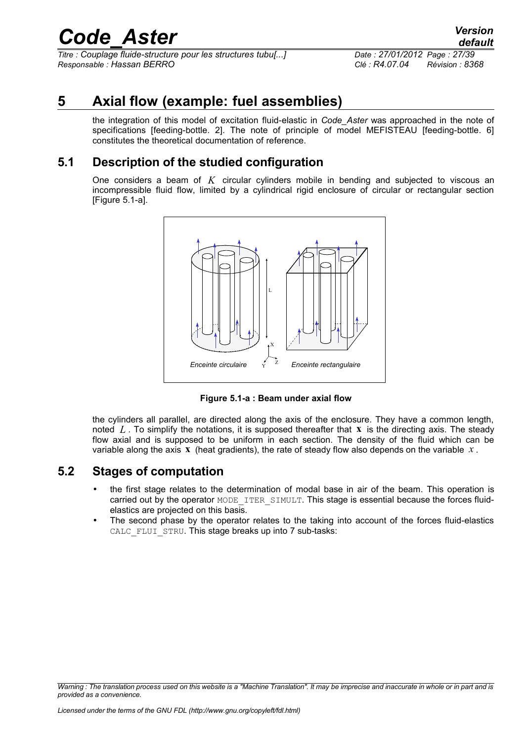# 5 Axial flow (example: fuel assemblies)

the integration of this model of excitation fluid-elastic in *Code_Aster* was approached in the note of specifications [feeding-bottle. 2]. The note of principle of model MEFISTEAU [feeding-bottle. 6] constitutes the theoretical documentation of reference.

## 5.1 Description of the studied configuration

One considers a beam of $K$ circular cylinders mobile in bending and subjected to viscous an incompressible fluid flow, limited by a cylindrical rigid enclosure of circular or rectangular section [Figure 5.1-a].

**Figure 5.1-a : Beam under axial flow**

the cylinders all parallel, are directed along the axis of the enclosure. They have a common length, noted $L$. To simplify the notations, it is supposed thereafter that $\mathbf{x}$ is the directing axis. The steady flow axial and is supposed to be uniform in each section. The density of the fluid which can be variable along the axis $\mathbf{x}$ (heat gradients), the rate of steady flow also depends on the variable $x$.

## 5.2 Stages of computation

- the first stage relates to the determination of modal base in air of the beam. This operation is carried out by the operator MODE_ITER_SIMULT. This stage is essential because the forces fluid-elastics are projected on this basis.
- The second phase by the operator relates to the taking into account of the forces fluid-elastics CALC_FLUI_STRU. This stage breaks up into 7 sub-tasks: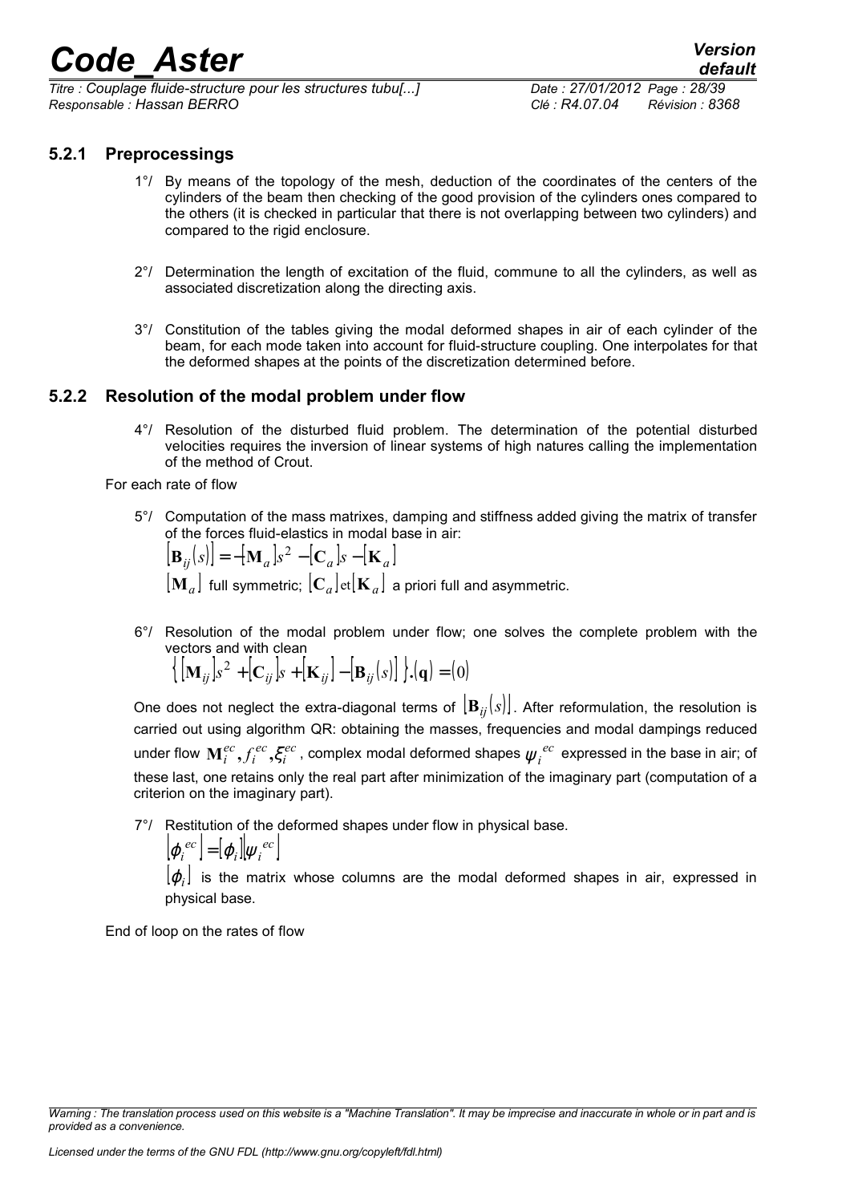### 5.2.1 Preprocessings

1°/ By means of the topology of the mesh, deduction of the coordinates of the centers of the cylinders of the beam then checking of the good provision of the cylinders ones compared to the others (it is checked in particular that there is not overlapping between two cylinders) and compared to the rigid enclosure.

2°/ Determination the length of excitation of the fluid, commune to all the cylinders, as well as associated discretization along the directing axis.

3°/ Constitution of the tables giving the modal deformed shapes in air of each cylinder of the beam, for each mode taken into account for fluid-structure coupling. One interpolates for that the deformed shapes at the points of the discretization determined before.

### 5.2.2 Resolution of the modal problem under flow

4°/ Resolution of the disturbed fluid problem. The determination of the potential disturbed velocities requires the inversion of linear systems of high natures calling the implementation of the method of Crout.

For each rate of flow

5°/ Computation of the mass matrixes, damping and stiffness added giving the matrix of transfer of the forces fluid-elastics in modal base in air:

$$\left[\mathbf{B}_{ij}(s)\right] = -\left[\mathbf{M}_a\right]s^2 - \left[\mathbf{C}_a\right]s - \left[\mathbf{K}_a\right]$$

$\left[\mathbf{M}_a\right]$ full symmetric; $\left[\mathbf{C}_a\right]$et$\left[\mathbf{K}_a\right]$ a priori full and asymmetric.

6°/ Resolution of the modal problem under flow; one solves the complete problem with the vectors and with clean

$$\left\{\left[\mathbf{M}_{ij}\right]s^2 + \left[\mathbf{C}_{ij}\right]s + \left[\mathbf{K}_{ij}\right] - \left[\mathbf{B}_{ij}(s)\right]\right\}.(\mathbf{q}) = (0)$$

One does not neglect the extra-diagonal terms of $\left[\mathbf{B}_{ij}(s)\right]$. After reformulation, the resolution is carried out using algorithm QR: obtaining the masses, frequencies and modal dampings reduced under flow $\mathbf{M}_i^{ec}, f_i^{ec}, \xi_i^{ec}$, complex modal deformed shapes $\psi_i^{ec}$ expressed in the base in air; of these last, one retains only the real part after minimization of the imaginary part (computation of a criterion on the imaginary part).

7°/ Restitution of the deformed shapes under flow in physical base.

$$\left[\varphi_i^{ec}\right] = \left[\varphi_i\right]\left[\psi_i^{ec}\right]$$

$\left[\varphi_i\right]$ is the matrix whose columns are the modal deformed shapes in air, expressed in physical base.

End of loop on the rates of flow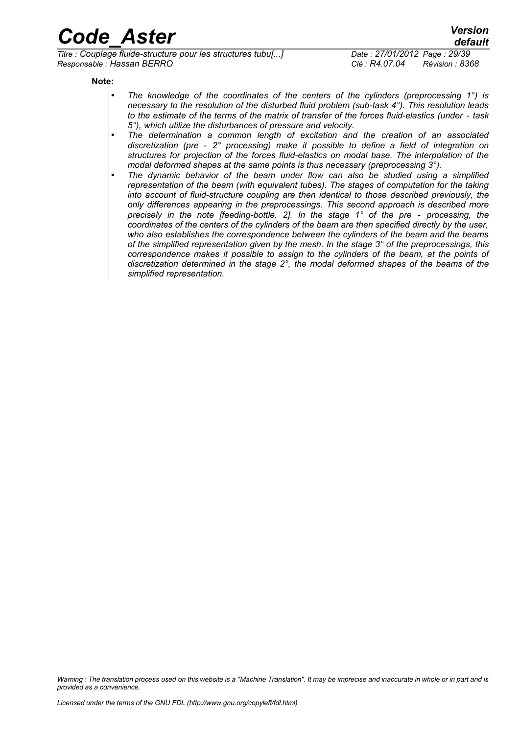**Note:**

- *The knowledge of the coordinates of the centers of the cylinders (preprocessing 1°) is necessary to the resolution of the disturbed fluid problem (sub-task 4°). This resolution leads to the estimate of the terms of the matrix of transfer of the forces fluid-elastics (under - task 5°), which utilize the disturbances of pressure and velocity.*
- *The determination a common length of excitation and the creation of an associated discretization (pre - 2° processing) make it possible to define a field of integration on structures for projection of the forces fluid-elastics on modal base. The interpolation of the modal deformed shapes at the same points is thus necessary (preprocessing 3°).*
- *The dynamic behavior of the beam under flow can also be studied using a simplified representation of the beam (with equivalent tubes). The stages of computation for the taking into account of fluid-structure coupling are then identical to those described previously, the only differences appearing in the preprocessings. This second approach is described more precisely in the note [feeding-bottle. 2]. In the stage 1° of the pre - processing, the coordinates of the centers of the cylinders of the beam are then specified directly by the user, who also establishes the correspondence between the cylinders of the beam and the beams of the simplified representation given by the mesh. In the stage 3° of the preprocessings, this correspondence makes it possible to assign to the cylinders of the beam, at the points of discretization determined in the stage 2°, the modal deformed shapes of the beams of the simplified representation.*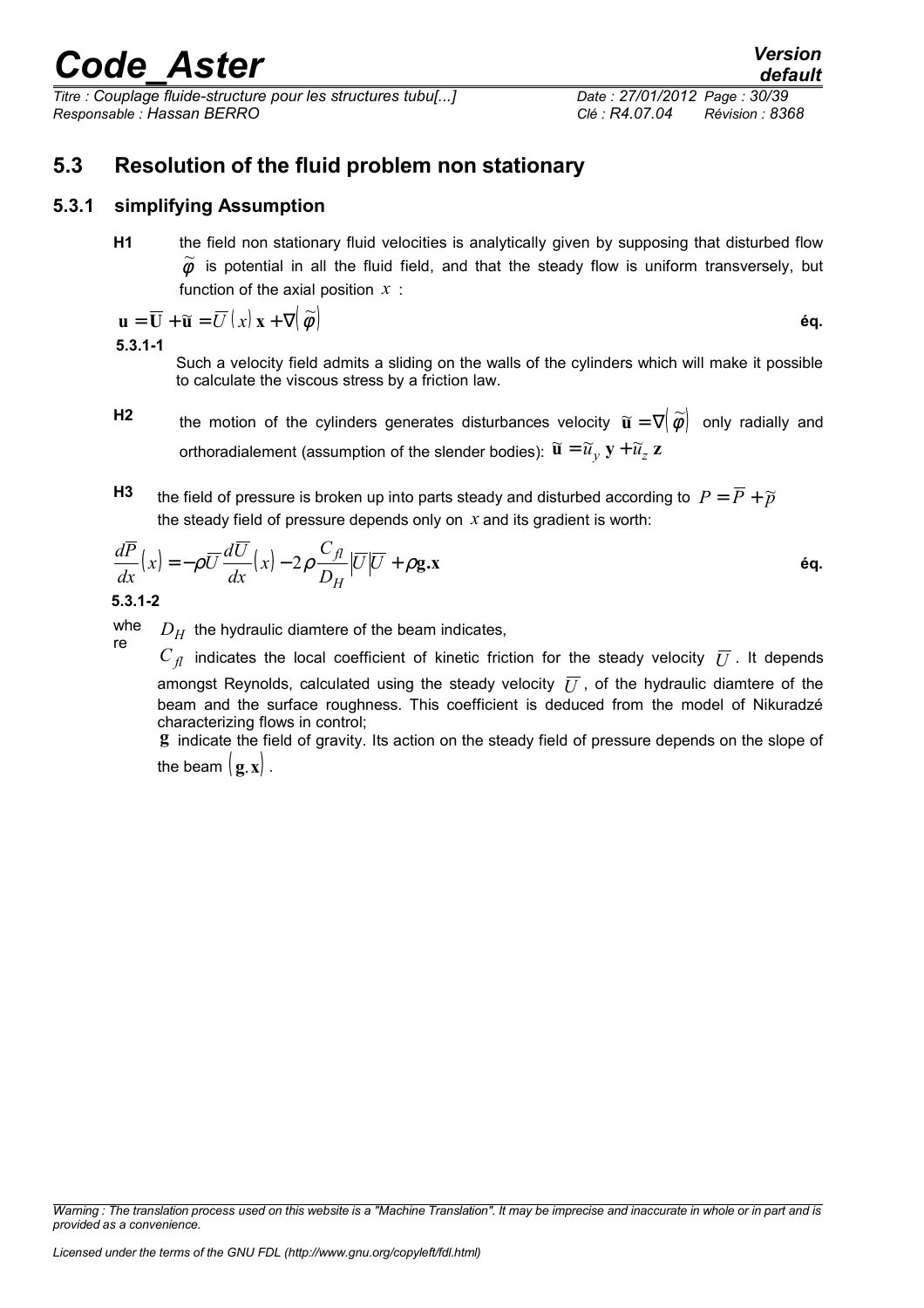## 5.3 Resolution of the fluid problem non stationary

### 5.3.1 simplifying Assumption

**H1** the field non stationary fluid velocities is analytically given by supposing that disturbed flow $\tilde{\varphi}$ is potential in all the fluid field, and that the steady flow is uniform transversely, but function of the axial position $x$ :

$$\mathbf{u}=\overline{\mathbf{U}}+\tilde{\mathbf{u}}=\overline{U}(x)\,\mathbf{x}+\nabla(\tilde{\varphi}) \qquad \text{éq. 5.3.1-1}$$

Such a velocity field admits a sliding on the walls of the cylinders which will make it possible to calculate the viscous stress by a friction law.

**H2** the motion of the cylinders generates disturbances velocity $\tilde{\mathbf{u}}=\nabla(\tilde{\varphi})$ only radially and orthoradialement (assumption of the slender bodies): $\tilde{\mathbf{u}}=\tilde{u}_y\,\mathbf{y}+\tilde{u}_z\,\mathbf{z}$

**H3** the field of pressure is broken up into parts steady and disturbed according to $P=\overline{P}+\tilde{p}$ the steady field of pressure depends only on $x$ and its gradient is worth:

$$\frac{d\overline{P}}{dx}(x)=-\rho\overline{U}\frac{d\overline{U}}{dx}(x)-2\rho\frac{C_{fl}}{D_H}|\overline{U}|\overline{U}+\rho\mathbf{g}.\mathbf{x} \qquad \text{éq. 5.3.1-2}$$

where $D_H$ the hydraulic diamtere of the beam indicates,

$C_{fl}$ indicates the local coefficient of kinetic friction for the steady velocity $\overline{U}$. It depends amongst Reynolds, calculated using the steady velocity $\overline{U}$, of the hydraulic diamtere of the beam and the surface roughness. This coefficient is deduced from the model of Nikuradzé characterizing flows in control;

$\mathbf{g}$ indicate the field of gravity. Its action on the steady field of pressure depends on the slope of the beam $(\mathbf{g}.\mathbf{x})$.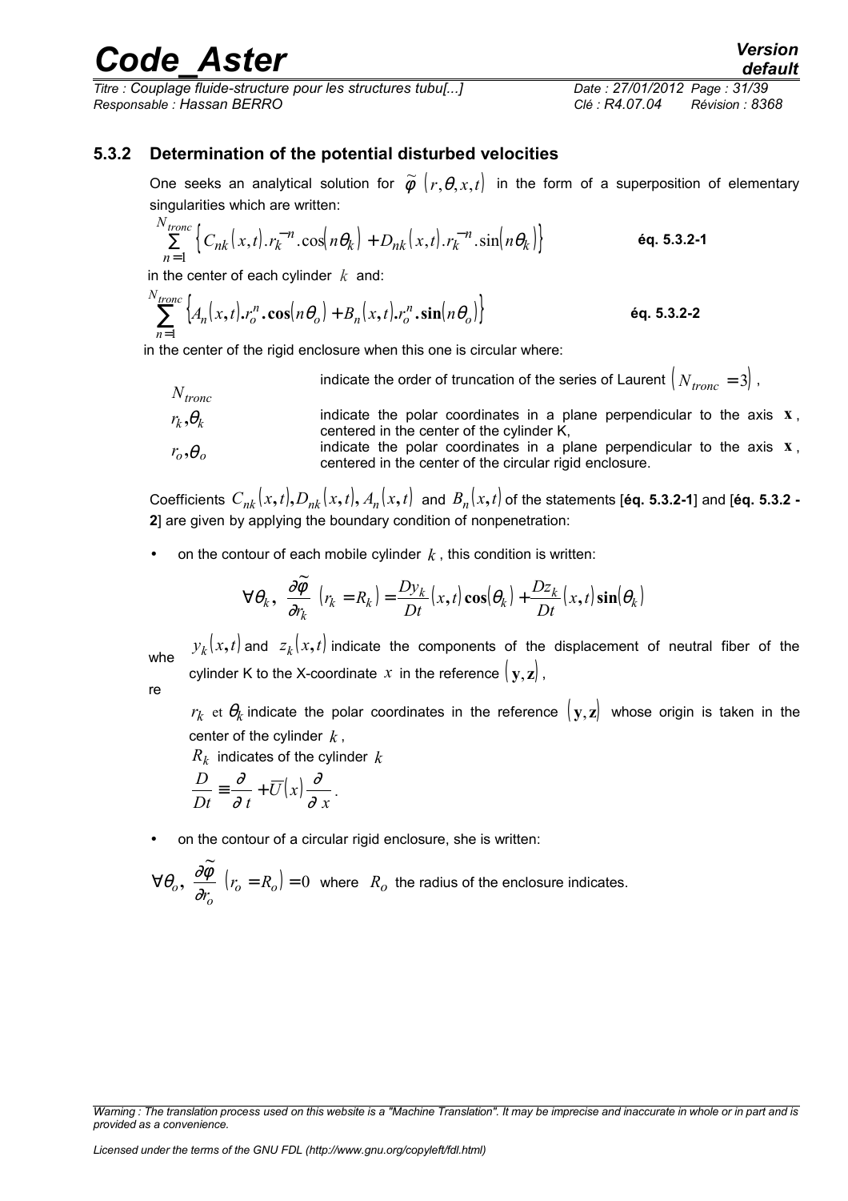### 5.3.2 Determination of the potential disturbed velocities

One seeks an analytical solution for $\tilde{\varphi}\left(r,\theta,x,t\right)$ in the form of a superposition of elementary singularities which are written:

$$\sum_{n=1}^{N_{tronc}}\left\{C_{nk}\left(x,t\right).r_k^{-n}.\cos\left(n\theta_k\right)+D_{nk}\left(x,t\right).r_k^{-n}.\sin\left(n\theta_k\right)\right\} \qquad \textbf{éq. 5.3.2-1}$$

in the center of each cylinder $k$ and:

$$\sum_{n=1}^{N_{tronc}}\left\{A_n\left(x,t\right).r_o^{n}.\cos\left(n\theta_o\right)+B_n\left(x,t\right).r_o^{n}.\sin\left(n\theta_o\right)\right\} \qquad \textbf{éq. 5.3.2-2}$$

in the center of the rigid enclosure when this one is circular where:

| | |
|---|---|
| $N_{tronc}$ | indicate the order of truncation of the series of Laurent $\left(N_{tronc}=3\right)$, |
| $r_k,\theta_k$ | indicate the polar coordinates in a plane perpendicular to the axis $\mathbf{x}$, centered in the center of the cylinder K, |
| $r_o,\theta_o$ | indicate the polar coordinates in a plane perpendicular to the axis $\mathbf{x}$, centered in the center of the circular rigid enclosure. |

Coefficients $C_{nk}\left(x,t\right),D_{nk}\left(x,t\right),A_n\left(x,t\right)$ and $B_n\left(x,t\right)$ of the statements [**éq. 5.3.2-1**] and [**éq. 5.3.2 - 2**] are given by applying the boundary condition of nonpenetration:

- on the contour of each mobile cylinder $k$, this condition is written:

$$\forall\theta_k,\ \frac{\partial\tilde{\varphi}}{\partial r_k}\left(r_k=R_k\right)=\frac{Dy_k}{Dt}\left(x,t\right)\cos\left(\theta_k\right)+\frac{Dz_k}{Dt}\left(x,t\right)\sin\left(\theta_k\right)$$

where $y_k\left(x,t\right)$ and $z_k\left(x,t\right)$ indicate the components of the displacement of neutral fiber of the cylinder K to the X-coordinate $x$ in the reference $\left(\mathbf{y},\mathbf{z}\right)$,

$r_k$ et $\theta_k$ indicate the polar coordinates in the reference $\left(\mathbf{y},\mathbf{z}\right)$ whose origin is taken in the center of the cylinder $k$,

$R_k$ indicates of the cylinder $k$

$\dfrac{D}{Dt}\equiv\dfrac{\partial}{\partial t}+\overline{U}\left(x\right)\dfrac{\partial}{\partial x}$.

- on the contour of a circular rigid enclosure, she is written:

$\forall\theta_o,\ \dfrac{\partial\tilde{\varphi}}{\partial r_o}\left(r_o=R_o\right)=0$ where $R_o$ the radius of the enclosure indicates.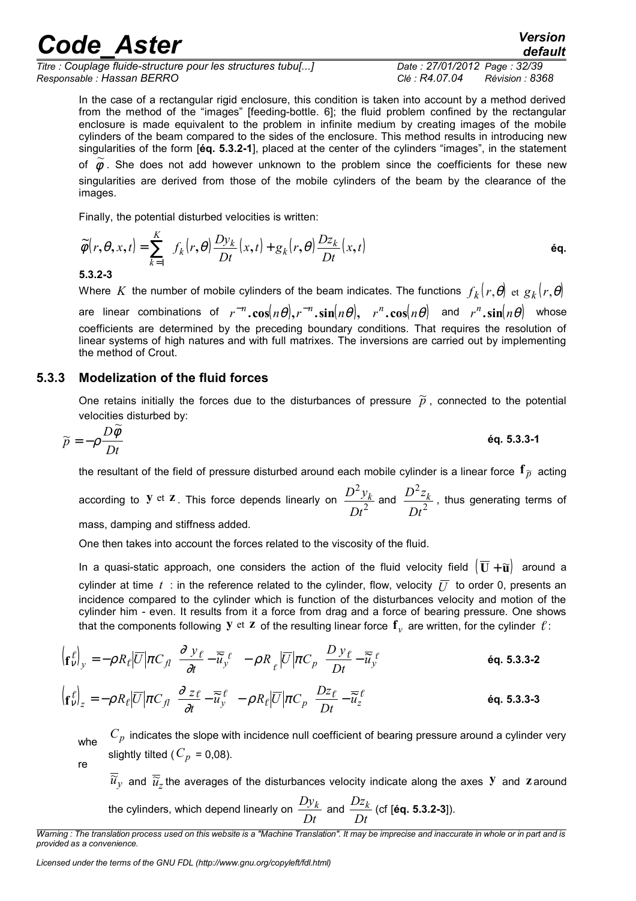In the case of a rectangular rigid enclosure, this condition is taken into account by a method derived from the method of the "images" [feeding-bottle. 6]; the fluid problem confined by the rectangular enclosure is made equivalent to the problem in infinite medium by creating images of the mobile cylinders of the beam compared to the sides of the enclosure. This method results in introducing new singularities of the form [**éq. 5.3.2-1**], placed at the center of the cylinders "images", in the statement of $\widetilde{\varphi}$. She does not add however unknown to the problem since the coefficients for these new singularities are derived from those of the mobile cylinders of the beam by the clearance of the images.

Finally, the potential disturbed velocities is written:

$$\widetilde{\varphi}(r,\theta,x,t)=\sum_{k=1}^{K}\left[f_k(r,\theta)\frac{Dy_k}{Dt}(x,t)+g_k(r,\theta)\frac{Dz_k}{Dt}(x,t)\right] \quad \text{éq. 5.3.2-3}$$

Where $K$ the number of mobile cylinders of the beam indicates. The functions $f_k(r,\theta)$ et $g_k(r,\theta)$ are linear combinations of $r^{-n}.\cos(n\theta), r^{-n}.\sin(n\theta)$, $r^n.\cos(n\theta)$ and $r^n.\sin(n\theta)$ whose coefficients are determined by the preceding boundary conditions. That requires the resolution of linear systems of high natures and with full matrixes. The inversions are carried out by implementing the method of Crout.

### 5.3.3 Modelization of the fluid forces

One retains initially the forces due to the disturbances of pressure $\widetilde{p}$, connected to the potential velocities disturbed by:

$$\widetilde{p}=-\rho\frac{D\widetilde{\varphi}}{Dt} \quad \text{éq. 5.3.3-1}$$

the resultant of the field of pressure disturbed around each mobile cylinder is a linear force $\mathbf{f}_{\widetilde{p}}$ acting according to $\mathbf{y}$ et $\mathbf{z}$. This force depends linearly on $\dfrac{D^2y_k}{Dt^2}$ and $\dfrac{D^2z_k}{Dt^2}$, thus generating terms of mass, damping and stiffness added.

One then takes into account the forces related to the viscosity of the fluid.

In a quasi-static approach, one considers the action of the fluid velocity field $\left(\overline{\mathbf{U}}+\widetilde{\mathbf{u}}\right)$ around a cylinder at time $t$ : in the reference related to the cylinder, flow, velocity $\overline{U}$ to order 0, presents an incidence compared to the cylinder which is function of the disturbances velocity and motion of the cylinder him - even. It results from it a force from drag and a force of bearing pressure. One shows that the components following $\mathbf{y}$ et $\mathbf{z}$ of the resulting linear force $\mathbf{f}_v$ are written, for the cylinder $\ell$:

$$\left(\mathbf{f}_v^{\ell}\right)_y=-\rho R_\ell\left|\overline{U}\right|\pi C_{fl}\left(\frac{\partial\, y_\ell}{\partial t}-\overline{\widetilde{u}}_y^{\,\ell}\right)-\rho R_\ell\left|\overline{U}\right|\pi C_p\left(\frac{D\, y_\ell}{Dt}-\overline{\widetilde{u}}_y^{\,\ell}\right) \quad \text{éq. 5.3.3-2}$$

$$\left(\mathbf{f}_v^{\ell}\right)_z=-\rho R_\ell\left|\overline{U}\right|\pi C_{fl}\left(\frac{\partial\, z_\ell}{\partial t}-\overline{\widetilde{u}}_y^{\,\ell}\right)-\rho R_\ell\left|\overline{U}\right|\pi C_p\left(\frac{Dz_\ell}{Dt}-\overline{\widetilde{u}}_z^{\,\ell}\right) \quad \text{éq. 5.3.3-3}$$

where $C_p$ indicates the slope with incidence null coefficient of bearing pressure around a cylinder very slightly tilted ($C_p$ = 0,08).

$\overline{\widetilde{u}}_y$ and $\overline{\widetilde{u}}_z$ the averages of the disturbances velocity indicate along the axes $\mathbf{y}$ and $\mathbf{z}$ around the cylinders, which depend linearly on $\dfrac{Dy_k}{Dt}$ and $\dfrac{Dz_k}{Dt}$ (cf [**éq. 5.3.2-3**]).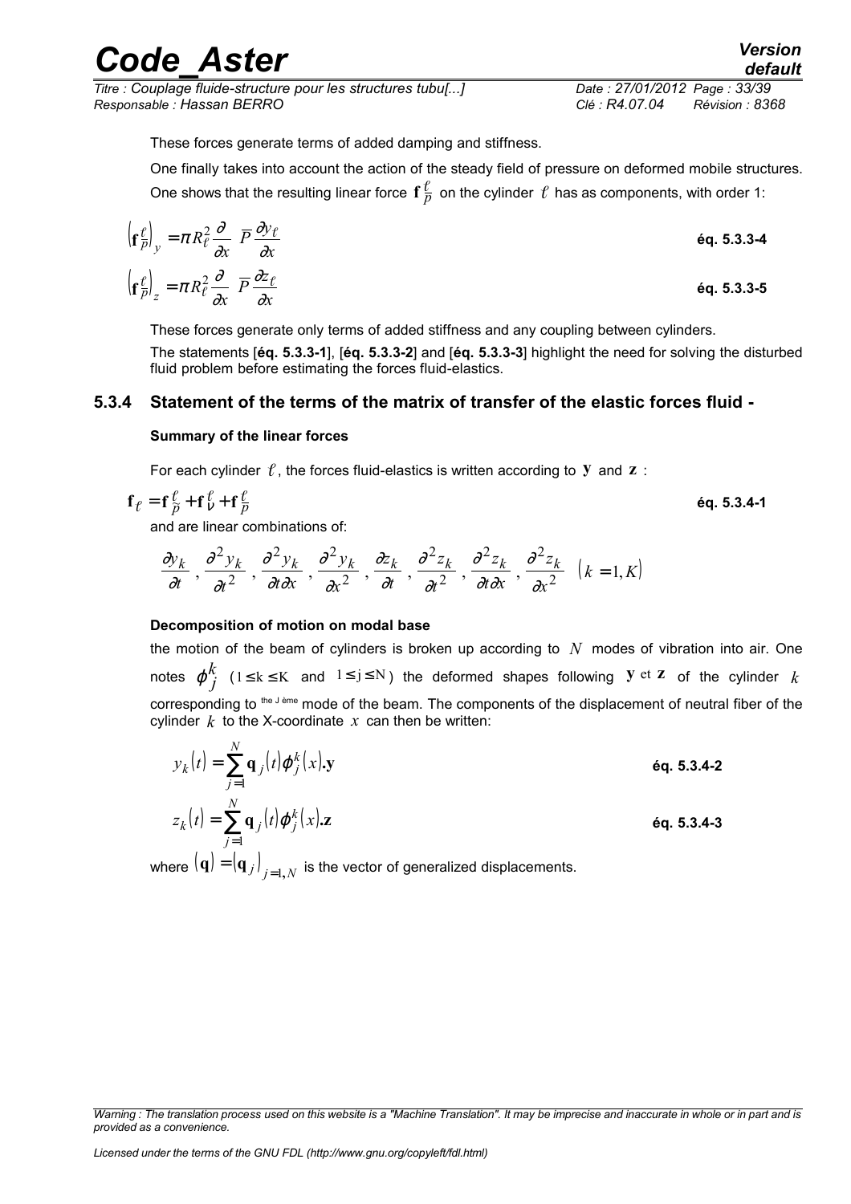These forces generate terms of added damping and stiffness.

One finally takes into account the action of the steady field of pressure on deformed mobile structures. One shows that the resulting linear force $\mathbf{f}_{\overline{P}}^{\ell}$ on the cylinder $\ell$ has as components, with order 1:

$$\left(\mathbf{f}_{\overline{P}}^{\ell}\right)_y = \pi R_\ell^2 \frac{\partial}{\partial x}\left(\overline{P}\frac{\partial y_\ell}{\partial x}\right) \quad \text{éq. 5.3.3-4}$$

$$\left(\mathbf{f}_{\overline{P}}^{\ell}\right)_z = \pi R_\ell^2 \frac{\partial}{\partial x}\left(\overline{P}\frac{\partial z_\ell}{\partial x}\right) \quad \text{éq. 5.3.3-5}$$

These forces generate only terms of added stiffness and any coupling between cylinders.

The statements [**éq. 5.3.3-1**], [**éq. 5.3.3-2**] and [**éq. 5.3.3-3**] highlight the need for solving the disturbed fluid problem before estimating the forces fluid-elastics.

### 5.3.4 Statement of the terms of the matrix of transfer of the elastic forces fluid -

**Summary of the linear forces**

For each cylinder $\ell$, the forces fluid-elastics is written according to $\mathbf{y}$ and $\mathbf{z}$ :

$$\mathbf{f}_\ell = \mathbf{f}_{\widetilde{P}}^{\ell} + \mathbf{f}_{\nu}^{\ell} + \mathbf{f}_{\overline{P}}^{\ell} \quad \text{éq. 5.3.4-1}$$

and are linear combinations of:

$$\frac{\partial y_k}{\partial t}, \frac{\partial^2 y_k}{\partial t^2}, \frac{\partial^2 y_k}{\partial t \partial x}, \frac{\partial^2 y_k}{\partial x^2}, \frac{\partial z_k}{\partial t}, \frac{\partial^2 z_k}{\partial t^2}, \frac{\partial^2 z_k}{\partial t \partial x}, \frac{\partial^2 z_k}{\partial x^2} \quad (k=1,K)$$

**Decomposition of motion on modal base**

the motion of the beam of cylinders is broken up according to $N$ modes of vibration into air. One notes $\phi_j^k$ ($1 \le \mathrm{k} \le \mathrm{K}$ and $1 \le \mathrm{j} \le \mathrm{N}$) the deformed shapes following $\mathbf{y}$ et $\mathbf{z}$ of the cylinder $k$ corresponding to the J ème mode of the beam. The components of the displacement of neutral fiber of the cylinder $k$ to the X-coordinate $x$ can then be written:

$$y_k(t) = \sum_{j=1}^{N} \mathbf{q}_j(t)\phi_j^k(x).\mathbf{y} \quad \text{éq. 5.3.4-2}$$

$$z_k(t) = \sum_{j=1}^{N} \mathbf{q}_j(t)\phi_j^k(x).\mathbf{z} \quad \text{éq. 5.3.4-3}$$

where $(\mathbf{q}) = (\mathbf{q}_j)_{j=1,N}$ is the vector of generalized displacements.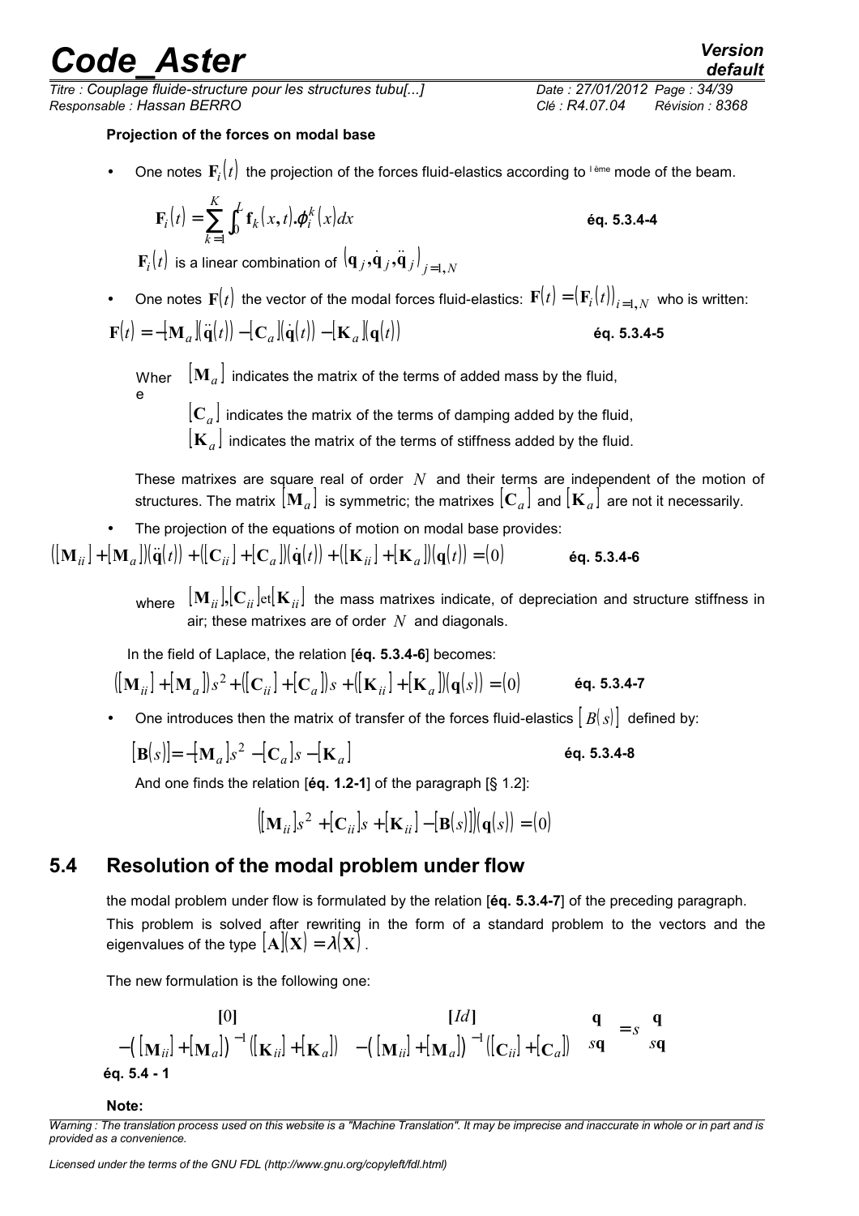**Projection of the forces on modal base**

- One notes $\mathbf{F}_i(t)$ the projection of the forces fluid-elastics according to $i^{\text{ème}}$ mode of the beam.

$$\mathbf{F}_i(t) = \sum_{k=1}^{K} \int_0^L \mathbf{f}_k(x,t).\phi_i^k(x)dx \qquad \textbf{éq. 5.3.4-4}$$

$\mathbf{F}_i(t)$ is a linear combination of $(\mathbf{q}_j, \dot{\mathbf{q}}_j, \ddot{\mathbf{q}}_j)_{j=1,N}$

- One notes $\mathbf{F}(t)$ the vector of the modal forces fluid-elastics: $\mathbf{F}(t) = (\mathbf{F}_i(t))_{i=1,N}$ who is written:

$$\mathbf{F}(t) = -[\mathbf{M}_a](\ddot{\mathbf{q}}(t)) - [\mathbf{C}_a](\dot{\mathbf{q}}(t)) - [\mathbf{K}_a](\mathbf{q}(t)) \qquad \textbf{éq. 5.3.4-5}$$

Where $[\mathbf{M}_a]$ indicates the matrix of the terms of added mass by the fluid,
$[\mathbf{C}_a]$ indicates the matrix of the terms of damping added by the fluid,
$[\mathbf{K}_a]$ indicates the matrix of the terms of stiffness added by the fluid.

These matrixes are square real of order $N$ and their terms are independent of the motion of structures. The matrix $[\mathbf{M}_a]$ is symmetric; the matrixes $[\mathbf{C}_a]$ and $[\mathbf{K}_a]$ are not it necessarily.

- The projection of the equations of motion on modal base provides:

$$([\mathbf{M}_{ii}] + [\mathbf{M}_a])(\ddot{\mathbf{q}}(t)) + ([\mathbf{C}_{ii}] + [\mathbf{C}_a])(\dot{\mathbf{q}}(t)) + ([\mathbf{K}_{ii}] + [\mathbf{K}_a])(\mathbf{q}(t)) = (0) \qquad \textbf{éq. 5.3.4-6}$$

where $[\mathbf{M}_{ii}],[\mathbf{C}_{ii}]$et$[\mathbf{K}_{ii}]$ the mass matrixes indicate, of depreciation and structure stiffness in air; these matrixes are of order $N$ and diagonals.

In the field of Laplace, the relation [**éq. 5.3.4-6**] becomes:

$$([\mathbf{M}_{ii}] + [\mathbf{M}_a])s^2 + ([\mathbf{C}_{ii}] + [\mathbf{C}_a])s + ([\mathbf{K}_{ii}] + [\mathbf{K}_a])(\mathbf{q}(s)) = (0) \qquad \textbf{éq. 5.3.4-7}$$

- One introduces then the matrix of transfer of the forces fluid-elastics $[B(s)]$ defined by:

$$[\mathbf{B}(s)] = -[\mathbf{M}_a]s^2 - [\mathbf{C}_a]s - [\mathbf{K}_a] \qquad \textbf{éq. 5.3.4-8}$$

And one finds the relation [**éq. 1.2-1**] of the paragraph [§ 1.2]:

$$([\mathbf{M}_{ii}]s^2 + [\mathbf{C}_{ii}]s + [\mathbf{K}_{ii}] - [\mathbf{B}(s)])(\mathbf{q}(s)) = (0)$$

## 5.4 Resolution of the modal problem under flow

the modal problem under flow is formulated by the relation [**éq. 5.3.4-7**] of the preceding paragraph.

This problem is solved after rewriting in the form of a standard problem to the vectors and the eigenvalues of the type $[\mathbf{A}](\mathbf{X}) = \lambda(\mathbf{X})$.

The new formulation is the following one:

$$\begin{bmatrix} [0] & [Id] \\ -([\mathbf{M}_{ii}] + [\mathbf{M}_a])^{-1}([\mathbf{K}_{ii}] + [\mathbf{K}_a]) & -([\mathbf{M}_{ii}] + [\mathbf{M}_a])^{-1}([\mathbf{C}_{ii}] + [\mathbf{C}_a]) \end{bmatrix} \begin{pmatrix} \mathbf{q} \\ s\mathbf{q} \end{pmatrix} = s \begin{pmatrix} \mathbf{q} \\ s\mathbf{q} \end{pmatrix}$$

**éq. 5.4 - 1**

**Note:**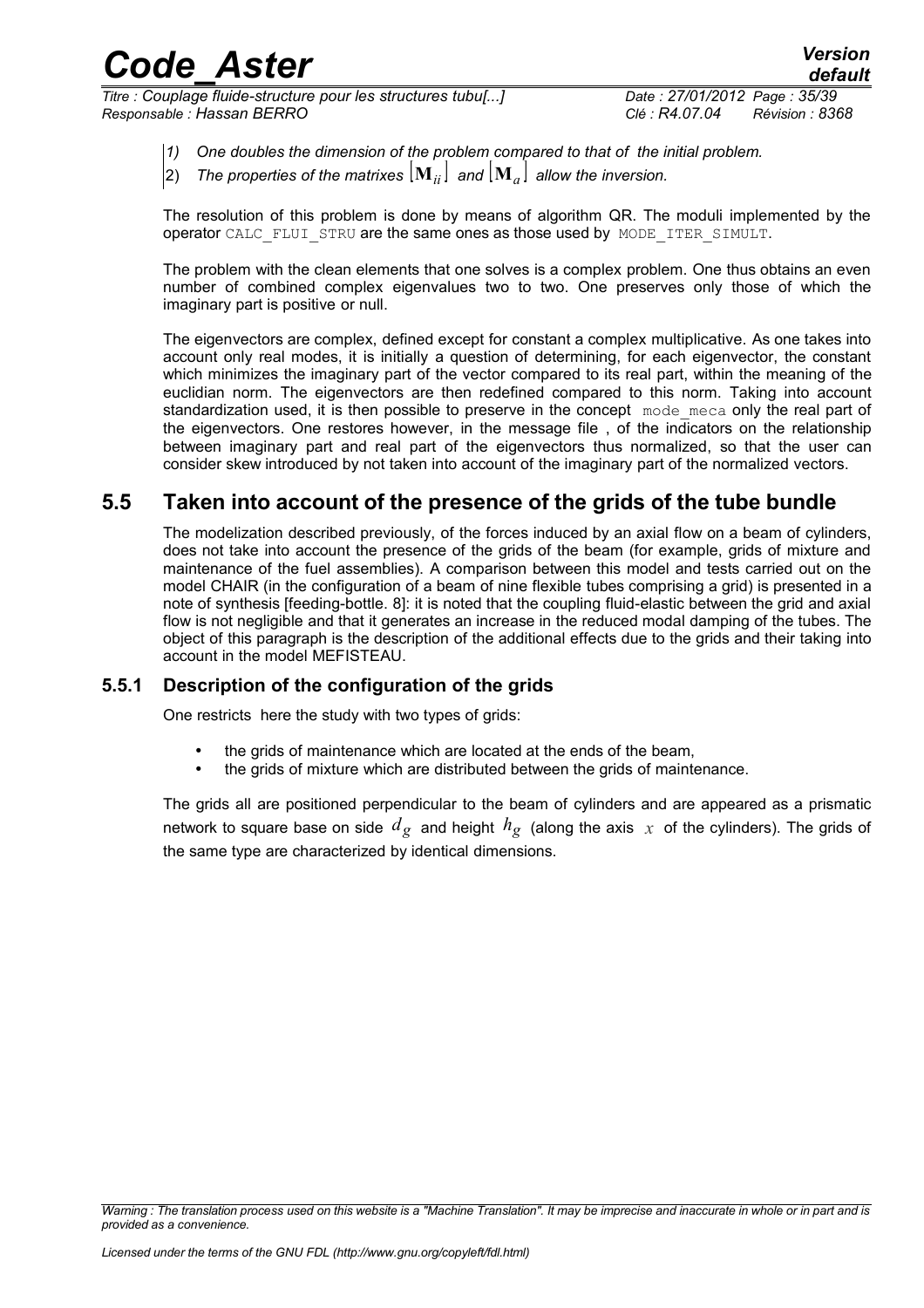*1) One doubles the dimension of the problem compared to that of the initial problem.*

2) *The properties of the matrixes* $[\mathbf{M}_{ii}]$ *and* $[\mathbf{M}_a]$ *allow the inversion.*

The resolution of this problem is done by means of algorithm QR. The moduli implemented by the operator `CALC_FLUI_STRU` are the same ones as those used by `MODE_ITER_SIMULT`.

The problem with the clean elements that one solves is a complex problem. One thus obtains an even number of combined complex eigenvalues two to two. One preserves only those of which the imaginary part is positive or null.

The eigenvectors are complex, defined except for constant a complex multiplicative. As one takes into account only real modes, it is initially a question of determining, for each eigenvector, the constant which minimizes the imaginary part of the vector compared to its real part, within the meaning of the euclidian norm. The eigenvectors are then redefined compared to this norm. Taking into account standardization used, it is then possible to preserve in the concept `mode_meca` only the real part of the eigenvectors. One restores however, in the message file , of the indicators on the relationship between imaginary part and real part of the eigenvectors thus normalized, so that the user can consider skew introduced by not taken into account of the imaginary part of the normalized vectors.

## 5.5 Taken into account of the presence of the grids of the tube bundle

The modelization described previously, of the forces induced by an axial flow on a beam of cylinders, does not take into account the presence of the grids of the beam (for example, grids of mixture and maintenance of the fuel assemblies). A comparison between this model and tests carried out on the model CHAIR (in the configuration of a beam of nine flexible tubes comprising a grid) is presented in a note of synthesis [feeding-bottle. 8]: it is noted that the coupling fluid-elastic between the grid and axial flow is not negligible and that it generates an increase in the reduced modal damping of the tubes. The object of this paragraph is the description of the additional effects due to the grids and their taking into account in the model MEFISTEAU.

### 5.5.1 Description of the configuration of the grids

One restricts here the study with two types of grids:

- the grids of maintenance which are located at the ends of the beam,
- the grids of mixture which are distributed between the grids of maintenance.

The grids all are positioned perpendicular to the beam of cylinders and are appeared as a prismatic network to square base on side $d_g$ and height $h_g$ (along the axis $x$ of the cylinders). The grids of the same type are characterized by identical dimensions.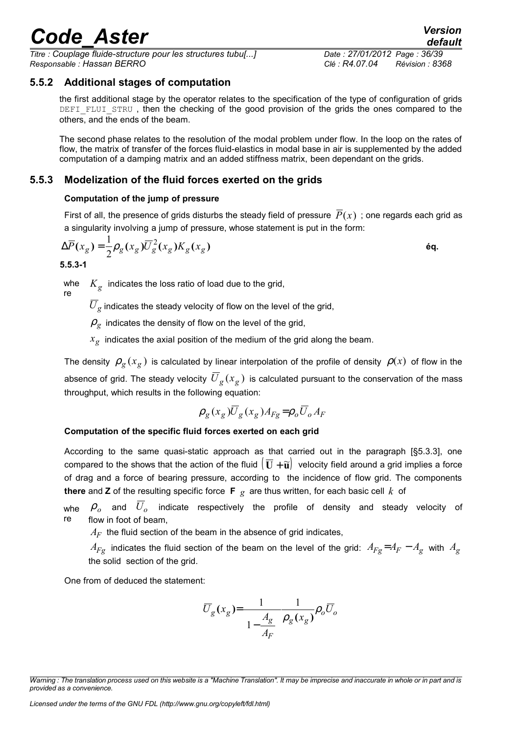### 5.5.2 Additional stages of computation

the first additional stage by the operator relates to the specification of the type of configuration of grids DEFI_FLUI_STRU , then the checking of the good provision of the grids the ones compared to the others, and the ends of the beam.

The second phase relates to the resolution of the modal problem under flow. In the loop on the rates of flow, the matrix of transfer of the forces fluid-elastics in modal base in air is supplemented by the added computation of a damping matrix and an added stiffness matrix, been dependant on the grids.

### 5.5.3 Modelization of the fluid forces exerted on the grids

**Computation of the jump of pressure**

First of all, the presence of grids disturbs the steady field of pressure $\overline{P}(x)$ ; one regards each grid as a singularity involving a jump of pressure, whose statement is put in the form:

$$\Delta\overline{P}(x_g)=\frac{1}{2}\rho_g(x_g)\overline{U}_g^2(x_g)K_g(x_g) \qquad \text{éq. 5.5.3-1}$$

where $K_g$ indicates the loss ratio of load due to the grid,

$\overline{U}_g$ indicates the steady velocity of flow on the level of the grid,

$\rho_g$ indicates the density of flow on the level of the grid,

$x_g$ indicates the axial position of the medium of the grid along the beam.

The density $\rho_g(x_g)$ is calculated by linear interpolation of the profile of density $\rho(x)$ of flow in the absence of grid. The steady velocity $\overline{U}_g(x_g)$ is calculated pursuant to the conservation of the mass throughput, which results in the following equation:

$$\rho_g(x_g)\overline{U}_g(x_g)A_{Fg}=\rho_o\overline{U}_o A_F$$

**Computation of the specific fluid forces exerted on each grid**

According to the same quasi-static approach as that carried out in the paragraph [§5.3.3], one compared to the shows that the action of the fluid $\left(\overline{\mathbf{U}}+\tilde{\mathbf{u}}\right)$ velocity field around a grid implies a force of drag and a force of bearing pressure, according to the incidence of flow grid. The components **there** and **Z** of the resulting specific force $\mathbf{F}_g$ are thus written, for each basic cell $k$ of

where $\rho_o$ and $\overline{U}_o$ indicate respectively the profile of density and steady velocity of flow in foot of beam,

$A_F$ the fluid section of the beam in the absence of grid indicates,

$A_{Fg}$ indicates the fluid section of the beam on the level of the grid: $A_{Fg}=A_F-A_g$ with $A_g$ the solid section of the grid.

One from of deduced the statement:

$$\overline{U}_g(x_g)=\frac{1}{1-\dfrac{A_g}{A_F}}\frac{1}{\rho_g(x_g)}\rho_o\overline{U}_o$$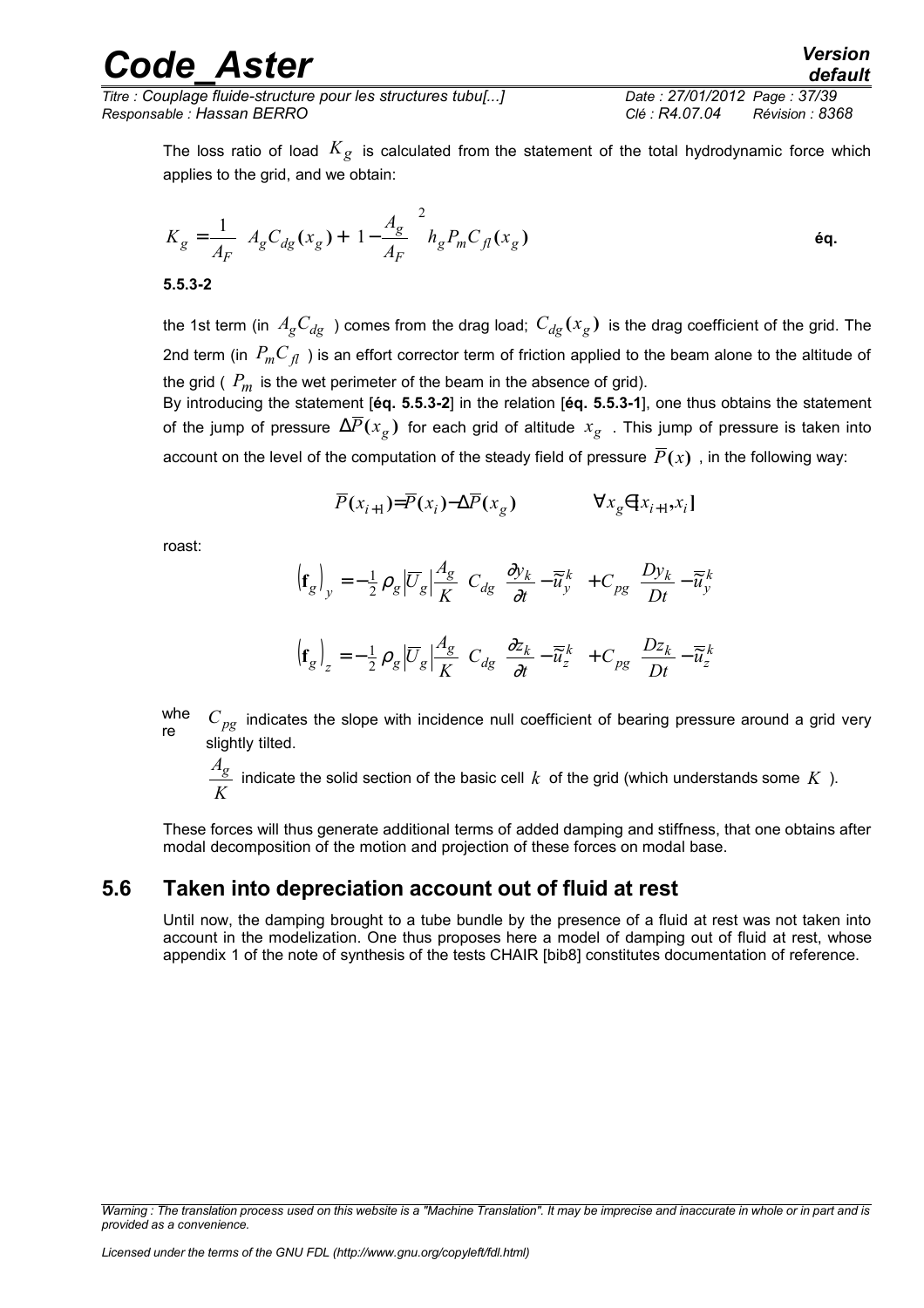The loss ratio of load $K_g$ is calculated from the statement of the total hydrodynamic force which applies to the grid, and we obtain:

$$K_g = \frac{1}{A_F}\left[ A_g C_{dg}(x_g) + \left(1 - \frac{A_g}{A_F}\right)^2 h_g P_m C_{fl}(x_g) \right] \qquad \textbf{éq. 5.5.3-2}$$

the 1st term (in $A_g C_{dg}$ ) comes from the drag load; $C_{dg}(x_g)$ is the drag coefficient of the grid. The 2nd term (in $P_m C_{fl}$ ) is an effort corrector term of friction applied to the beam alone to the altitude of the grid ( $P_m$ is the wet perimeter of the beam in the absence of grid).

By introducing the statement [**éq. 5.5.3-2**] in the relation [**éq. 5.5.3-1**], one thus obtains the statement of the jump of pressure $\Delta\overline{P}(x_g)$ for each grid of altitude $x_g$ . This jump of pressure is taken into account on the level of the computation of the steady field of pressure $\overline{P}(x)$ , in the following way:

$$\overline{P}(x_{i+1}) = \overline{P}(x_i) - \Delta\overline{P}(x_g) \qquad \forall x_g \in [x_{i+1}, x_i]$$

roast:

$$\left(\mathbf{f}_g\right)_y = -\frac{1}{2}\rho_g\left|\overline{U}_g\right|\frac{A_g}{K}\left[C_{dg}\left(\frac{\partial y_k}{\partial t} - \tilde{\overline{u}}_y^k\right) + C_{pg}\left(\frac{D y_k}{D t} - \tilde{\overline{u}}_y^k\right)\right]$$

$$\left(\mathbf{f}_g\right)_z = -\frac{1}{2}\rho_g\left|\overline{U}_g\right|\frac{A_g}{K}\left[C_{dg}\left(\frac{\partial z_k}{\partial t} - \tilde{\overline{u}}_z^k\right) + C_{pg}\left(\frac{D z_k}{D t} - \tilde{\overline{u}}_z^k\right)\right]$$

where $C_{pg}$ indicates the slope with incidence null coefficient of bearing pressure around a grid very slightly tilted.

$\frac{A_g}{K}$ indicate the solid section of the basic cell $k$ of the grid (which understands some $K$ ).

These forces will thus generate additional terms of added damping and stiffness, that one obtains after modal decomposition of the motion and projection of these forces on modal base.

## 5.6 Taken into depreciation account out of fluid at rest

Until now, the damping brought to a tube bundle by the presence of a fluid at rest was not taken into account in the modelization. One thus proposes here a model of damping out of fluid at rest, whose appendix 1 of the note of synthesis of the tests CHAIR [bib8] constitutes documentation of reference.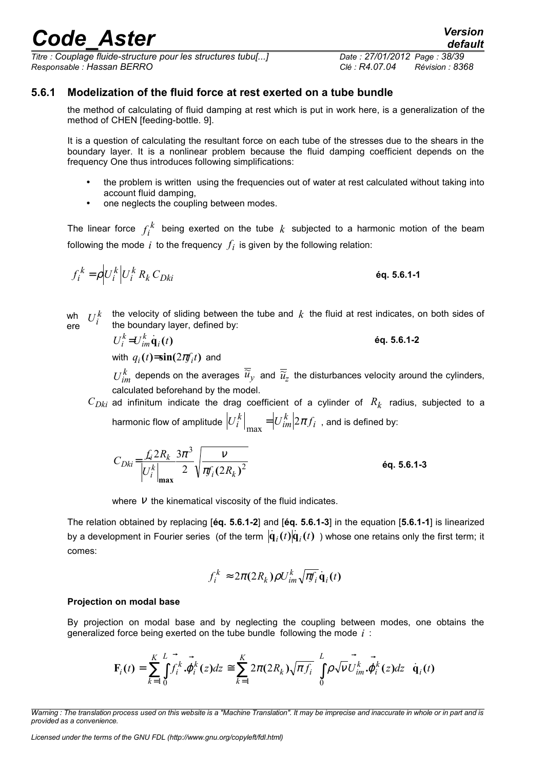### 5.6.1 Modelization of the fluid force at rest exerted on a tube bundle

the method of calculating of fluid damping at rest which is put in work here, is a generalization of the method of CHEN [feeding-bottle. 9].

It is a question of calculating the resultant force on each tube of the stresses due to the shears in the boundary layer. It is a nonlinear problem because the fluid damping coefficient depends on the frequency One thus introduces following simplifications:

- the problem is written using the frequencies out of water at rest calculated without taking into account fluid damping,
- one neglects the coupling between modes.

The linear force $f_i^k$ being exerted on the tube $k$ subjected to a harmonic motion of the beam following the mode $i$ to the frequency $f_i$ is given by the following relation:

$$f_i^k = \rho \left| U_i^k \right| U_i^k R_k C_{Dki} \qquad \text{éq. 5.6.1-1}$$

where $U_i^k$ the velocity of sliding between the tube and $k$ the fluid at rest indicates, on both sides of the boundary layer, defined by:

$$U_i^k = U_{im}^k \dot{\mathbf{q}}_i(t) \qquad \text{éq. 5.6.1-2}$$

with $q_i(t) = \sin(2\pi f_i t)$ and

$U_{im}^k$ depends on the averages $\overline{\overline{\tilde{u}}}_y$ and $\overline{\overline{\tilde{u}}}_z$ the disturbances velocity around the cylinders, calculated beforehand by the model.

$C_{Dki}$ ad infinitum indicate the drag coefficient of a cylinder of $R_k$ radius, subjected to a harmonic flow of amplitude $\left| U_i^k \right|_{\max} = \left| U_{im}^k \right| 2\pi f_i$ , and is defined by:

$$C_{Dki} = \frac{f_i 2R_k}{\left| U_i^k \right|_{\max}} \frac{3\pi^3}{2} \sqrt{\frac{\nu}{\pi f_i (2R_k)^2}} \qquad \text{éq. 5.6.1-3}$$

where $\nu$ the kinematical viscosity of the fluid indicates.

The relation obtained by replacing [**éq. 5.6.1-2**] and [**éq. 5.6.1-3**] in the equation [**5.6.1-1**] is linearized by a development in Fourier series (of the term $\left| \dot{\mathbf{q}}_i(t) \right| \dot{\mathbf{q}}_i(t)$ ) whose one retains only the first term; it comes:

$$f_i^k \approx 2\pi (2R_k) \rho U_{im}^k \sqrt{\pi f_i}\, \dot{\mathbf{q}}_i(t)$$

**Projection on modal base**

By projection on modal base and by neglecting the coupling between modes, one obtains the generalized force being exerted on the tube bundle following the mode $i$ :

$$\mathbf{F}_i(t) = \sum_{k=1}^{K} \int_0^L \vec{f}_i^k \cdot \vec{\phi}_i^k(z) dz \cong \sum_{k=1}^{K} 2\pi (2R_k) \sqrt{\pi f_i} \left[ \int_0^L \rho \sqrt{\nu}\, \vec{U}_{im}^k \cdot \vec{\phi}_i^k(z) dz \right] \dot{\mathbf{q}}_i(t)$$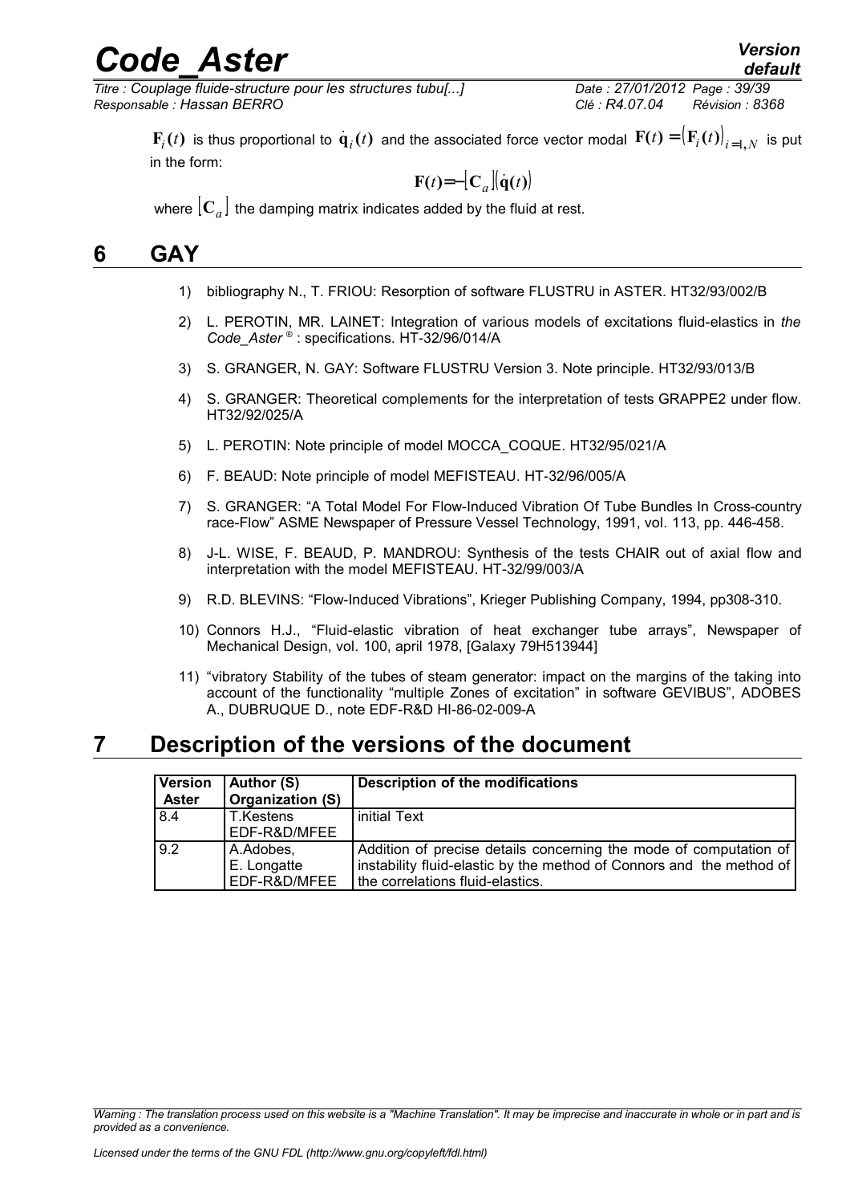$\mathbf{F}_i(t)$ is thus proportional to $\dot{\mathbf{q}}_i(t)$ and the associated force vector modal $\mathbf{F}(t) = (\mathbf{F}_i(t))_{i=1,N}$ is put in the form:

$$\mathbf{F}(t) = -[\mathbf{C}_a](\dot{\mathbf{q}}(t))$$

where $[\mathbf{C}_a]$ the damping matrix indicates added by the fluid at rest.

# 6 GAY

1) bibliography N., T. FRIOU: Resorption of software FLUSTRU in ASTER. HT32/93/002/B
2) L. PEROTIN, MR. LAINET: Integration of various models of excitations fluid-elastics in *the Code_Aster* ® : specifications. HT-32/96/014/A
3) S. GRANGER, N. GAY: Software FLUSTRU Version 3. Note principle. HT32/93/013/B
4) S. GRANGER: Theoretical complements for the interpretation of tests GRAPPE2 under flow. HT32/92/025/A
5) L. PEROTIN: Note principle of model MOCCA_COQUE. HT32/95/021/A
6) F. BEAUD: Note principle of model MEFISTEAU. HT-32/96/005/A
7) S. GRANGER: "A Total Model For Flow-Induced Vibration Of Tube Bundles In Cross-country race-Flow" ASME Newspaper of Pressure Vessel Technology, 1991, vol. 113, pp. 446-458.
8) J-L. WISE, F. BEAUD, P. MANDROU: Synthesis of the tests CHAIR out of axial flow and interpretation with the model MEFISTEAU. HT-32/99/003/A
9) R.D. BLEVINS: "Flow-Induced Vibrations", Krieger Publishing Company, 1994, pp308-310.
10) Connors H.J., "Fluid-elastic vibration of heat exchanger tube arrays", Newspaper of Mechanical Design, vol. 100, april 1978, [Galaxy 79H513944]
11) "vibratory Stability of the tubes of steam generator: impact on the margins of the taking into account of the functionality "multiple Zones of excitation" in software GEVIBUS", ADOBES A., DUBRUQUE D., note EDF-R&D HI-86-02-009-A

# 7 Description of the versions of the document

| Version Aster | Author (S) Organization (S) | Description of the modifications |
|---|---|---|
| 8.4 | T.Kestens EDF-R&D/MFEE | initial Text |
| 9.2 | A.Adobes, E. Longatte EDF-R&D/MFEE | Addition of precise details concerning the mode of computation of instability fluid-elastic by the method of Connors and the method of the correlations fluid-elastics. |